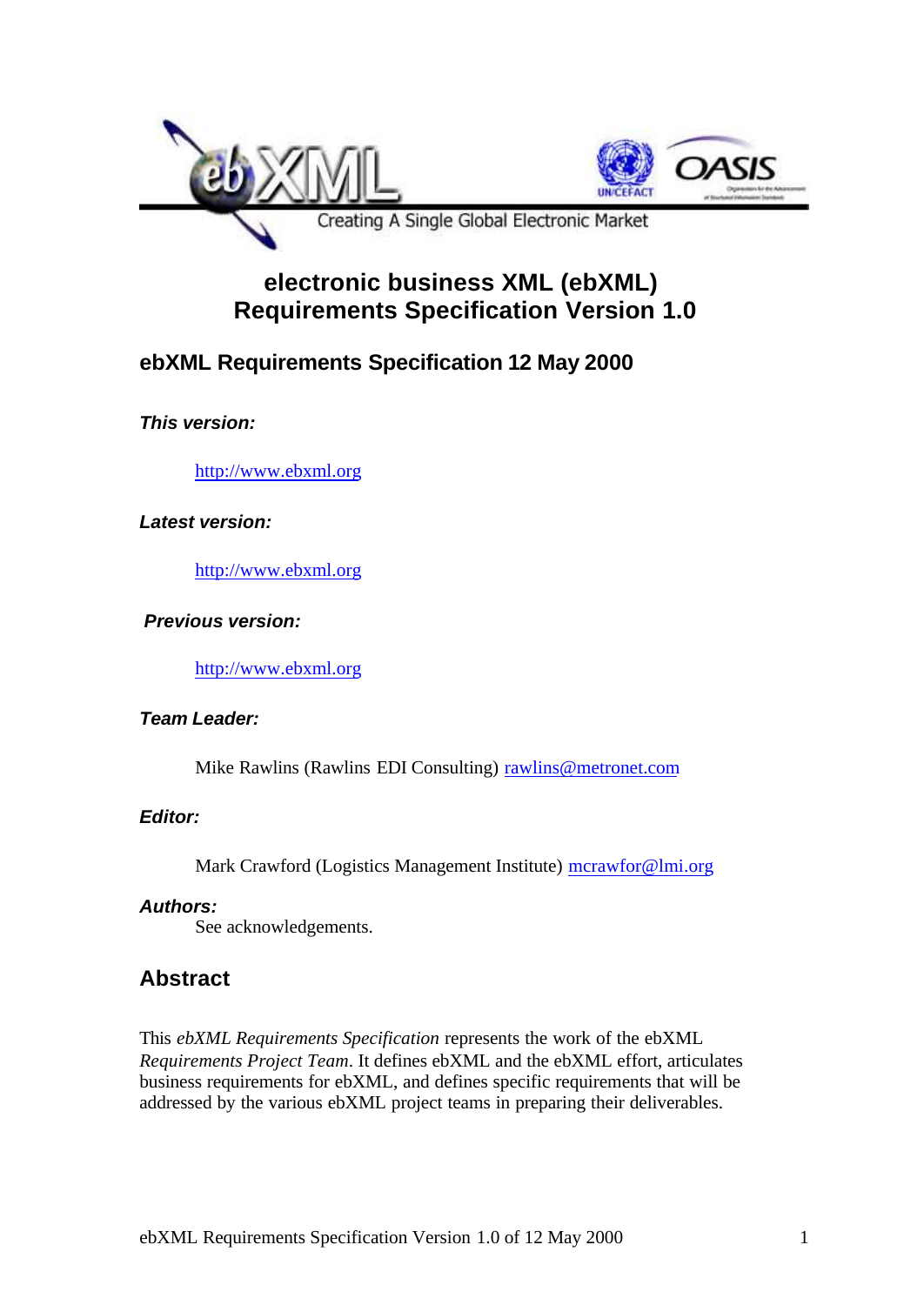Creating A Single Global Electronic Market

# electronic business XML (ebXML) Requirements Specification Version 1.0

## ebXML Requirements Specification 12 May 2000

***This version:***

http://www.ebxml.org

***Latest version:***

http://www.ebxml.org

***Previous version:***

http://www.ebxml.org

***Team Leader:***

Mike Rawlins (Rawlins EDI Consulting) rawlins@metronet.com

***Editor:***

Mark Crawford (Logistics Management Institute) mcrawfor@lmi.org

***Authors:***

See acknowledgements.

## Abstract

This *ebXML Requirements Specification* represents the work of the ebXML *Requirements Project Team*. It defines ebXML and the ebXML effort, articulates business requirements for ebXML, and defines specific requirements that will be addressed by the various ebXML project teams in preparing their deliverables.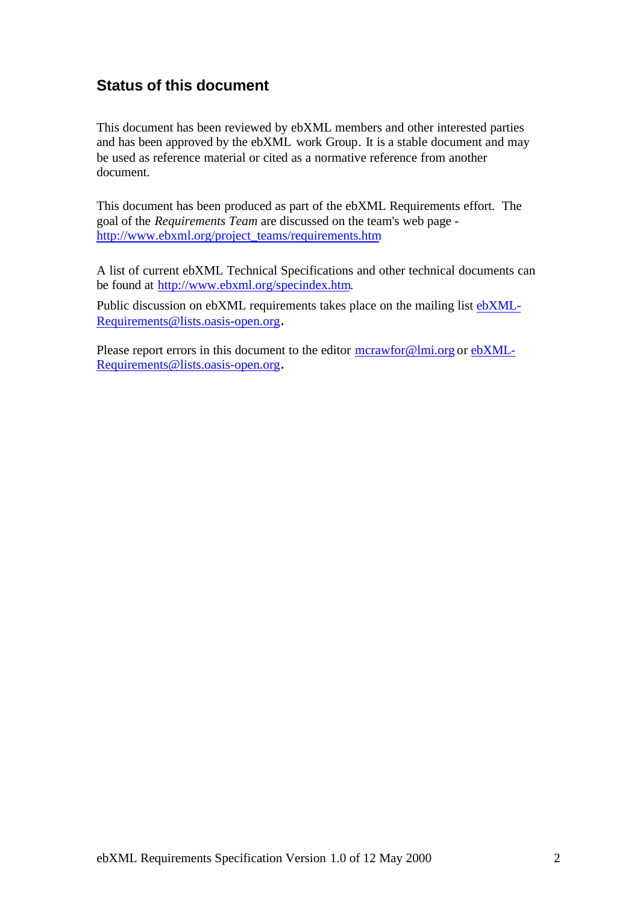## Status of this document

This document has been reviewed by ebXML members and other interested parties and has been approved by the ebXML work Group. It is a stable document and may be used as reference material or cited as a normative reference from another document.

This document has been produced as part of the ebXML Requirements effort. The goal of the *Requirements Team* are discussed on the team's web page - http://www.ebxml.org/project_teams/requirements.htm

A list of current ebXML Technical Specifications and other technical documents can be found at http://www.ebxml.org/specindex.htm.

Public discussion on ebXML requirements takes place on the mailing list ebXML-Requirements@lists.oasis-open.org.

Please report errors in this document to the editor mcrawfor@lmi.org or ebXML-Requirements@lists.oasis-open.org.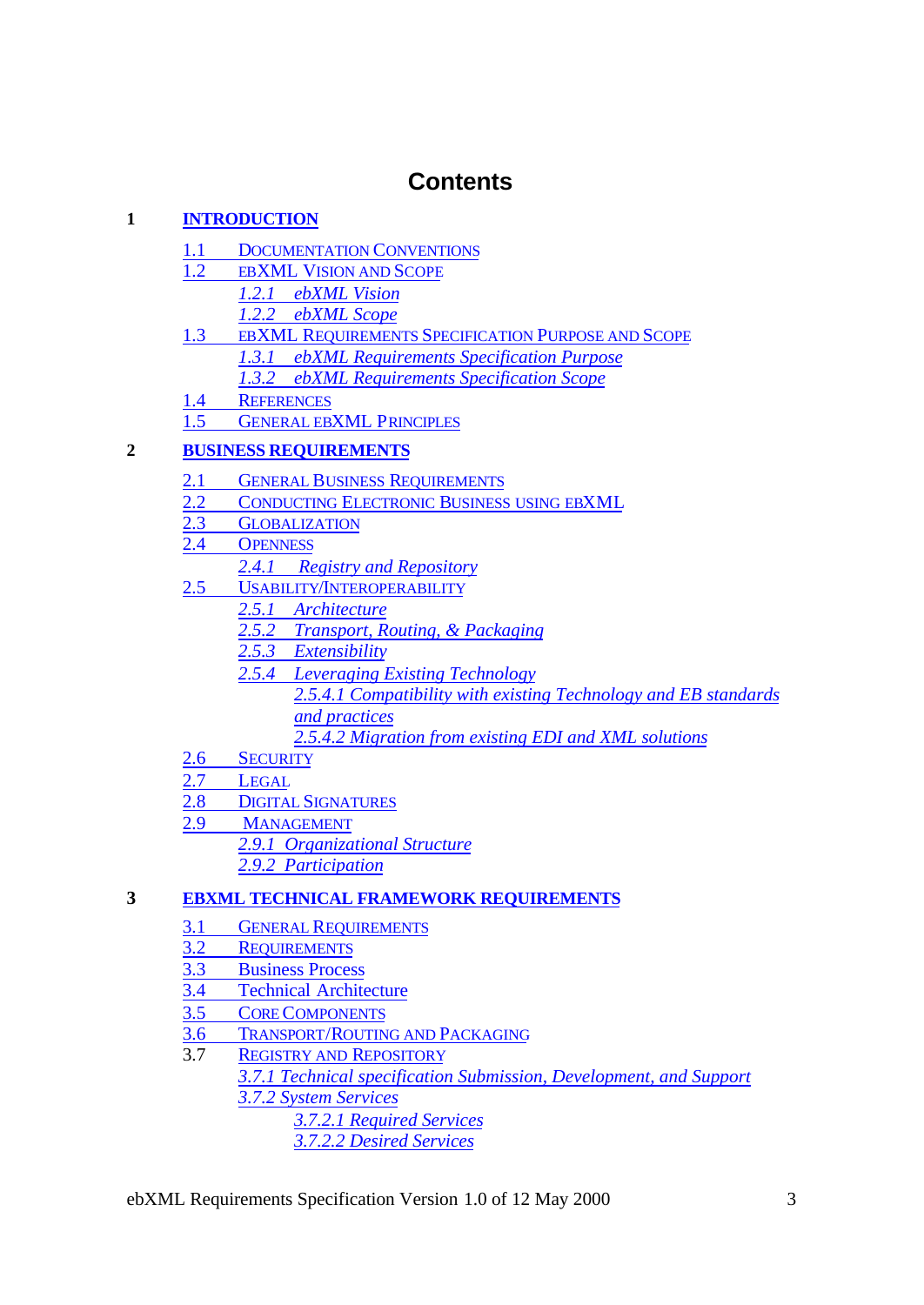# Contents

1 **INTRODUCTION**

- 1.1 DOCUMENTATION CONVENTIONS
- 1.2 EBXML VISION AND SCOPE
  - *1.2.1 ebXML Vision*
  - *1.2.2 ebXML Scope*
- 1.3 EBXML REQUIREMENTS SPECIFICATION PURPOSE AND SCOPE
  - *1.3.1 ebXML Requirements Specification Purpose*
  - *1.3.2 ebXML Requirements Specification Scope*
- 1.4 REFERENCES
- 1.5 GENERAL EBXML PRINCIPLES

2 **BUSINESS REQUIREMENTS**

- 2.1 GENERAL BUSINESS REQUIREMENTS
- 2.2 CONDUCTING ELECTRONIC BUSINESS USING EBXML
- 2.3 GLOBALIZATION
- 2.4 OPENNESS
  - *2.4.1 Registry and Repository*
- 2.5 USABILITY/INTEROPERABILITY
  - *2.5.1 Architecture*
  - *2.5.2 Transport, Routing, & Packaging*
  - *2.5.3 Extensibility*
  - *2.5.4 Leveraging Existing Technology*
    - *2.5.4.1 Compatibility with existing Technology and EB standards and practices*
    - *2.5.4.2 Migration from existing EDI and XML solutions*
- 2.6 SECURITY
- 2.7 LEGAL
- 2.8 DIGITAL SIGNATURES
- 2.9 MANAGEMENT
  - *2.9.1 Organizational Structure*
  - *2.9.2 Participation*

3 **EBXML TECHNICAL FRAMEWORK REQUIREMENTS**

- 3.1 GENERAL REQUIREMENTS
- 3.2 REQUIREMENTS
- 3.3 Business Process
- 3.4 Technical Architecture
- 3.5 CORE COMPONENTS
- 3.6 TRANSPORT/ROUTING AND PACKAGING
- 3.7 REGISTRY AND REPOSITORY
  - *3.7.1 Technical specification Submission, Development, and Support*
  - *3.7.2 System Services*
    - *3.7.2.1 Required Services*
    - *3.7.2.2 Desired Services*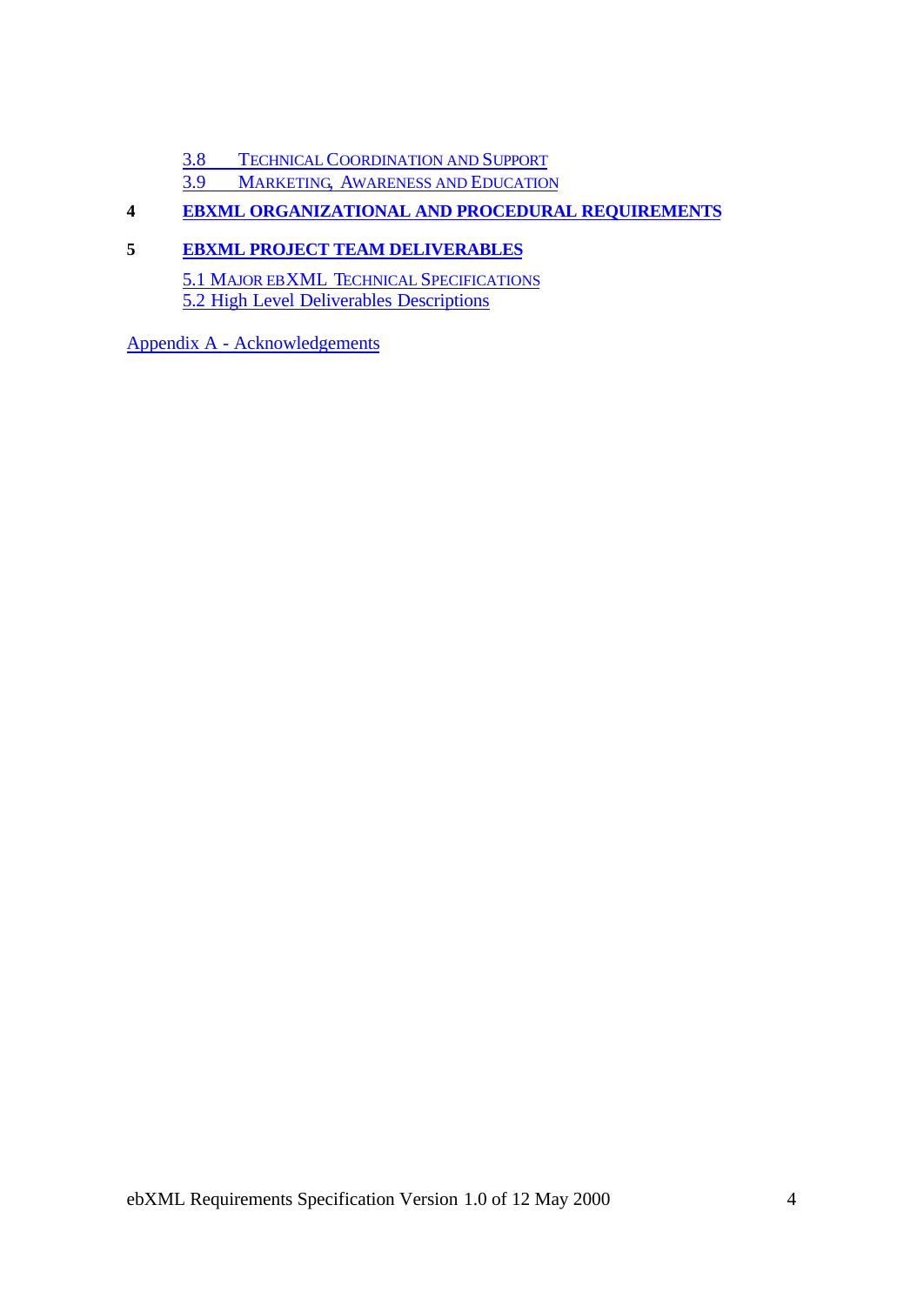3.8 TECHNICAL COORDINATION AND SUPPORT
3.9 MARKETING, AWARENESS AND EDUCATION

**4 EBXML ORGANIZATIONAL AND PROCEDURAL REQUIREMENTS**

**5 EBXML PROJECT TEAM DELIVERABLES**

5.1 MAJOR EBXML TECHNICAL SPECIFICATIONS
5.2 High Level Deliverables Descriptions

Appendix A - Acknowledgements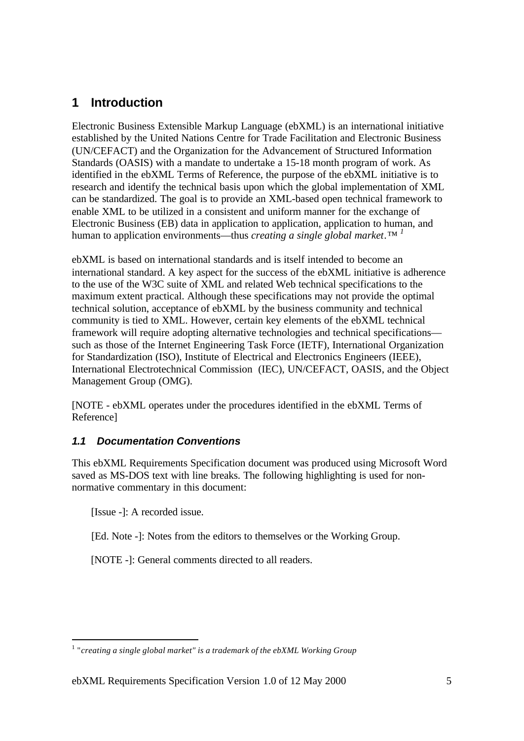# 1 Introduction

Electronic Business Extensible Markup Language (ebXML) is an international initiative established by the United Nations Centre for Trade Facilitation and Electronic Business (UN/CEFACT) and the Organization for the Advancement of Structured Information Standards (OASIS) with a mandate to undertake a 15-18 month program of work. As identified in the ebXML Terms of Reference, the purpose of the ebXML initiative is to research and identify the technical basis upon which the global implementation of XML can be standardized. The goal is to provide an XML-based open technical framework to enable XML to be utilized in a consistent and uniform manner for the exchange of Electronic Business (EB) data in application to application, application to human, and human to application environments—thus *creating a single global market*.™ [1]

ebXML is based on international standards and is itself intended to become an international standard. A key aspect for the success of the ebXML initiative is adherence to the use of the W3C suite of XML and related Web technical specifications to the maximum extent practical. Although these specifications may not provide the optimal technical solution, acceptance of ebXML by the business community and technical community is tied to XML. However, certain key elements of the ebXML technical framework will require adopting alternative technologies and technical specifications—such as those of the Internet Engineering Task Force (IETF), International Organization for Standardization (ISO), Institute of Electrical and Electronics Engineers (IEEE), International Electrotechnical Commission (IEC), UN/CEFACT, OASIS, and the Object Management Group (OMG).

[NOTE - ebXML operates under the procedures identified in the ebXML Terms of Reference]

## *1.1 Documentation Conventions*

This ebXML Requirements Specification document was produced using Microsoft Word saved as MS-DOS text with line breaks. The following highlighting is used for non-normative commentary in this document:

[Issue -]: A recorded issue.

[Ed. Note -]: Notes from the editors to themselves or the Working Group.

[NOTE -]: General comments directed to all readers.

---

[1] "*creating a single global market" is a trademark of the ebXML Working Group*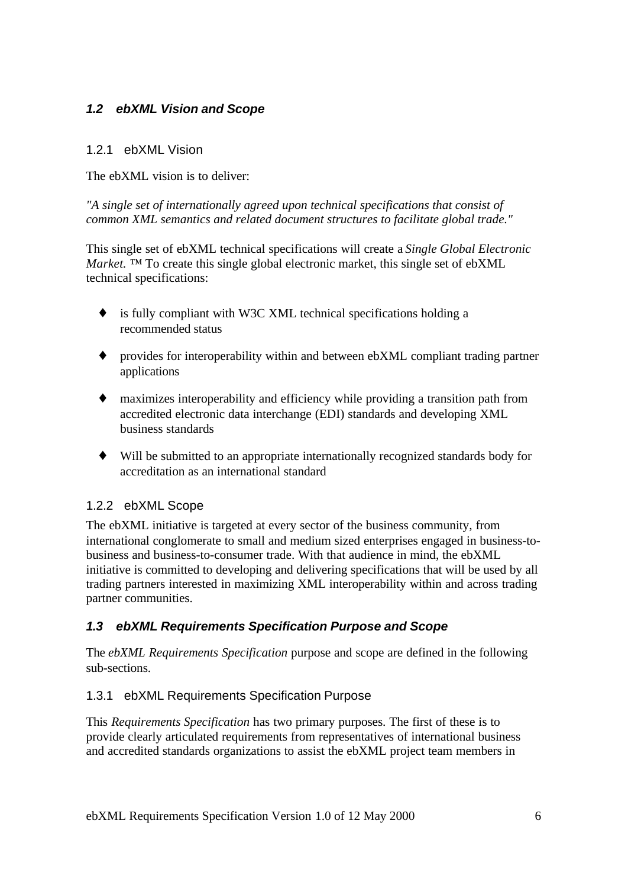## *1.2 ebXML Vision and Scope*

### 1.2.1 ebXML Vision

The ebXML vision is to deliver:

*"A single set of internationally agreed upon technical specifications that consist of common XML semantics and related document structures to facilitate global trade."*

This single set of ebXML technical specifications will create a *Single Global Electronic Market.* ™ To create this single global electronic market, this single set of ebXML technical specifications:

- is fully compliant with W3C XML technical specifications holding a recommended status
- provides for interoperability within and between ebXML compliant trading partner applications
- maximizes interoperability and efficiency while providing a transition path from accredited electronic data interchange (EDI) standards and developing XML business standards
- Will be submitted to an appropriate internationally recognized standards body for accreditation as an international standard

### 1.2.2 ebXML Scope

The ebXML initiative is targeted at every sector of the business community, from international conglomerate to small and medium sized enterprises engaged in business-to-business and business-to-consumer trade. With that audience in mind, the ebXML initiative is committed to developing and delivering specifications that will be used by all trading partners interested in maximizing XML interoperability within and across trading partner communities.

## *1.3 ebXML Requirements Specification Purpose and Scope*

The *ebXML Requirements Specification* purpose and scope are defined in the following sub-sections.

### 1.3.1 ebXML Requirements Specification Purpose

This *Requirements Specification* has two primary purposes. The first of these is to provide clearly articulated requirements from representatives of international business and accredited standards organizations to assist the ebXML project team members in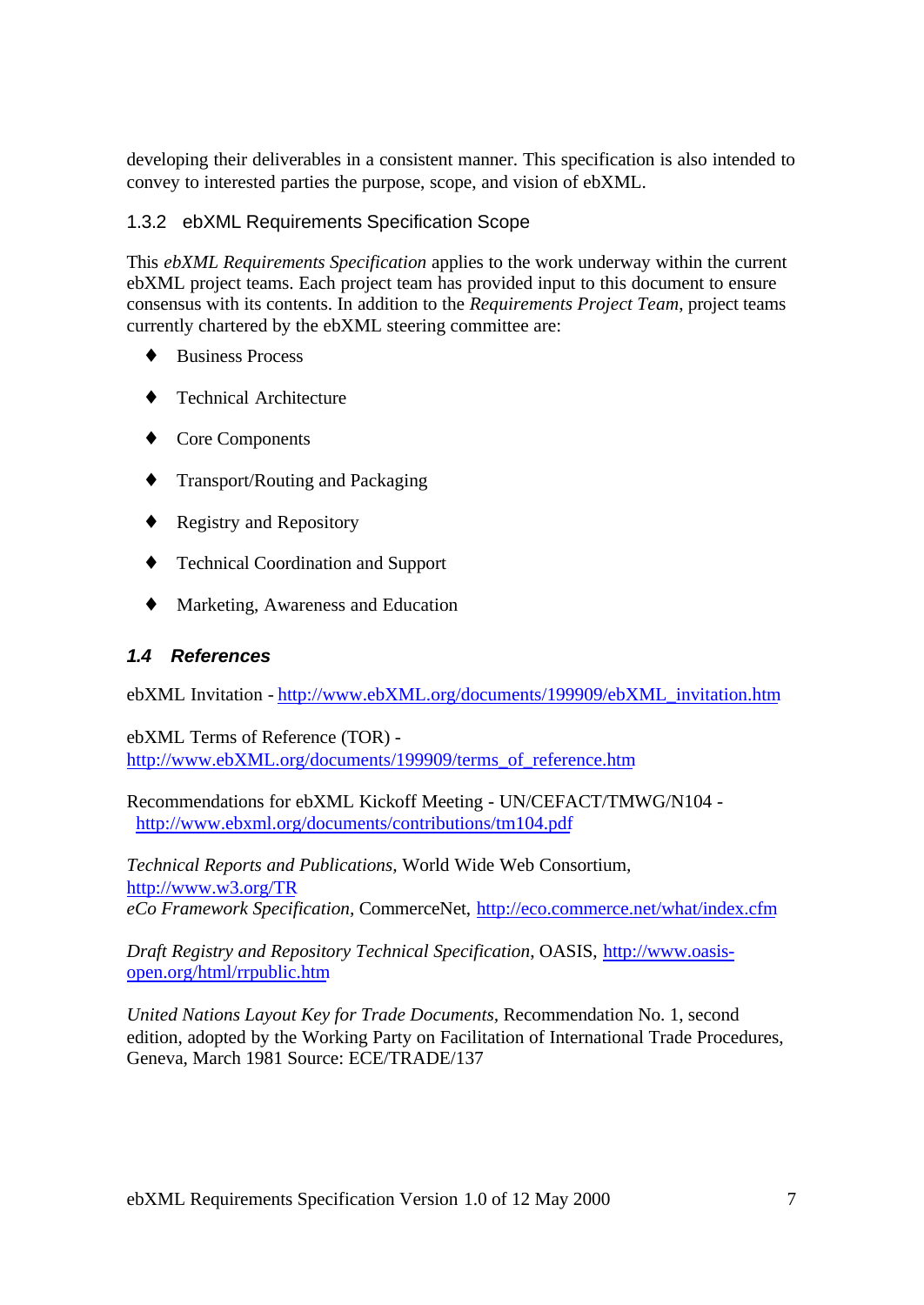developing their deliverables in a consistent manner. This specification is also intended to convey to interested parties the purpose, scope, and vision of ebXML.

### 1.3.2 ebXML Requirements Specification Scope

This *ebXML Requirements Specification* applies to the work underway within the current ebXML project teams. Each project team has provided input to this document to ensure consensus with its contents. In addition to the *Requirements Project Team*, project teams currently chartered by the ebXML steering committee are:

- Business Process
- Technical Architecture
- Core Components
- Transport/Routing and Packaging
- Registry and Repository
- Technical Coordination and Support
- Marketing, Awareness and Education

## *1.4 References*

ebXML Invitation - http://www.ebXML.org/documents/199909/ebXML_invitation.htm

ebXML Terms of Reference (TOR) - http://www.ebXML.org/documents/199909/terms_of_reference.htm

Recommendations for ebXML Kickoff Meeting - UN/CEFACT/TMWG/N104 - http://www.ebxml.org/documents/contributions/tm104.pdf

*Technical Reports and Publications*, World Wide Web Consortium, http://www.w3.org/TR
*eCo Framework Specification*, CommerceNet, http://eco.commerce.net/what/index.cfm

*Draft Registry and Repository Technical Specification*, OASIS, http://www.oasis-open.org/html/rrpublic.htm

*United Nations Layout Key for Trade Documents*, Recommendation No. 1, second edition, adopted by the Working Party on Facilitation of International Trade Procedures, Geneva, March 1981 Source: ECE/TRADE/137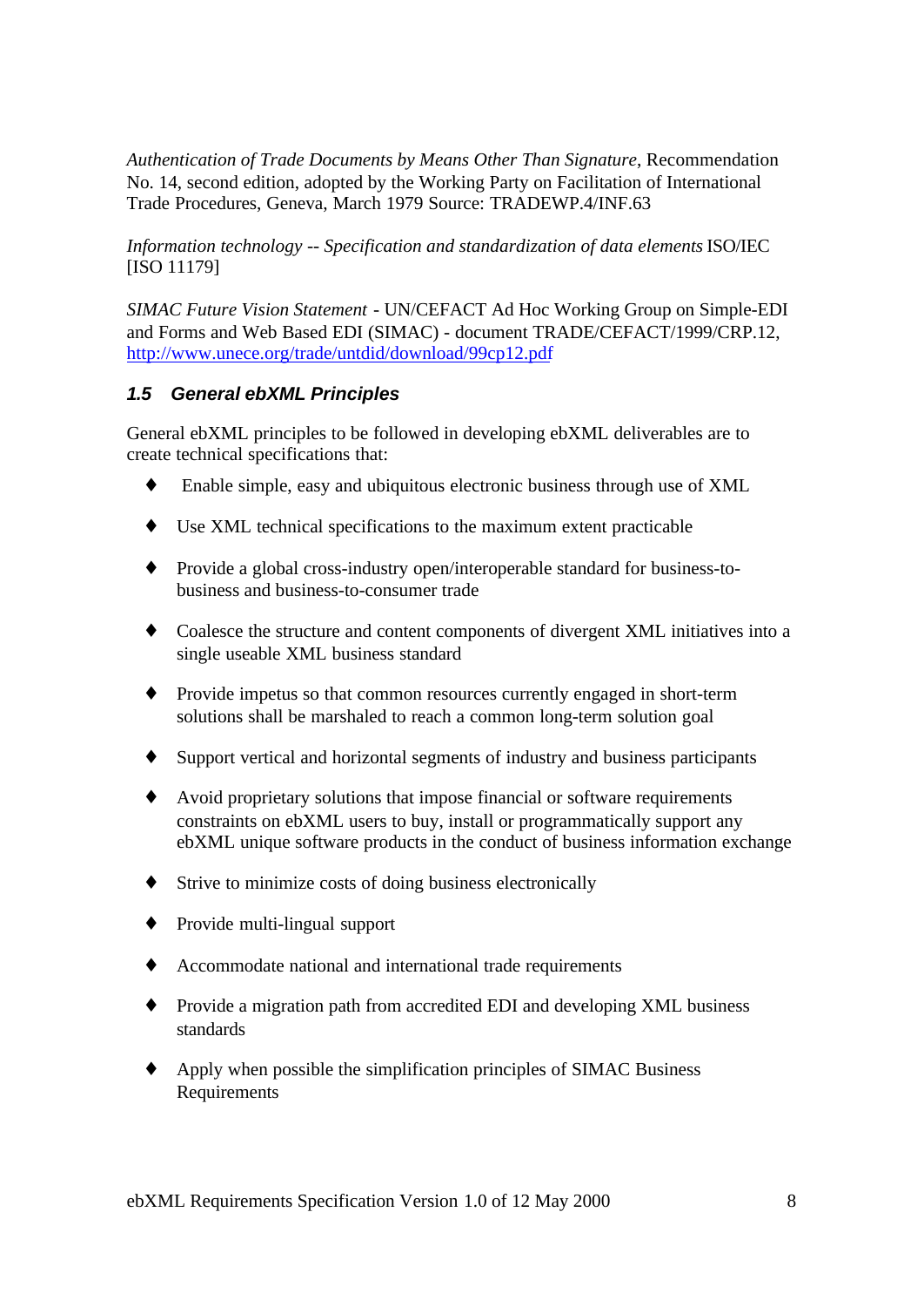*Authentication of Trade Documents by Means Other Than Signature*, Recommendation No. 14, second edition, adopted by the Working Party on Facilitation of International Trade Procedures, Geneva, March 1979 Source: TRADEWP.4/INF.63

*Information technology -- Specification and standardization of data elements* ISO/IEC [ISO 11179]

*SIMAC Future Vision Statement* - UN/CEFACT Ad Hoc Working Group on Simple-EDI and Forms and Web Based EDI (SIMAC) - document TRADE/CEFACT/1999/CRP.12, [http://www.unece.org/trade/untdid/download/99cp12.pdf](http://www.unece.org/trade/untdid/download/99cp12.pdf)

### 1.5 General ebXML Principles

General ebXML principles to be followed in developing ebXML deliverables are to create technical specifications that:

- Enable simple, easy and ubiquitous electronic business through use of XML
- Use XML technical specifications to the maximum extent practicable
- Provide a global cross-industry open/interoperable standard for business-to-business and business-to-consumer trade
- Coalesce the structure and content components of divergent XML initiatives into a single useable XML business standard
- Provide impetus so that common resources currently engaged in short-term solutions shall be marshaled to reach a common long-term solution goal
- Support vertical and horizontal segments of industry and business participants
- Avoid proprietary solutions that impose financial or software requirements constraints on ebXML users to buy, install or programmatically support any ebXML unique software products in the conduct of business information exchange
- Strive to minimize costs of doing business electronically
- Provide multi-lingual support
- Accommodate national and international trade requirements
- Provide a migration path from accredited EDI and developing XML business standards
- Apply when possible the simplification principles of SIMAC Business Requirements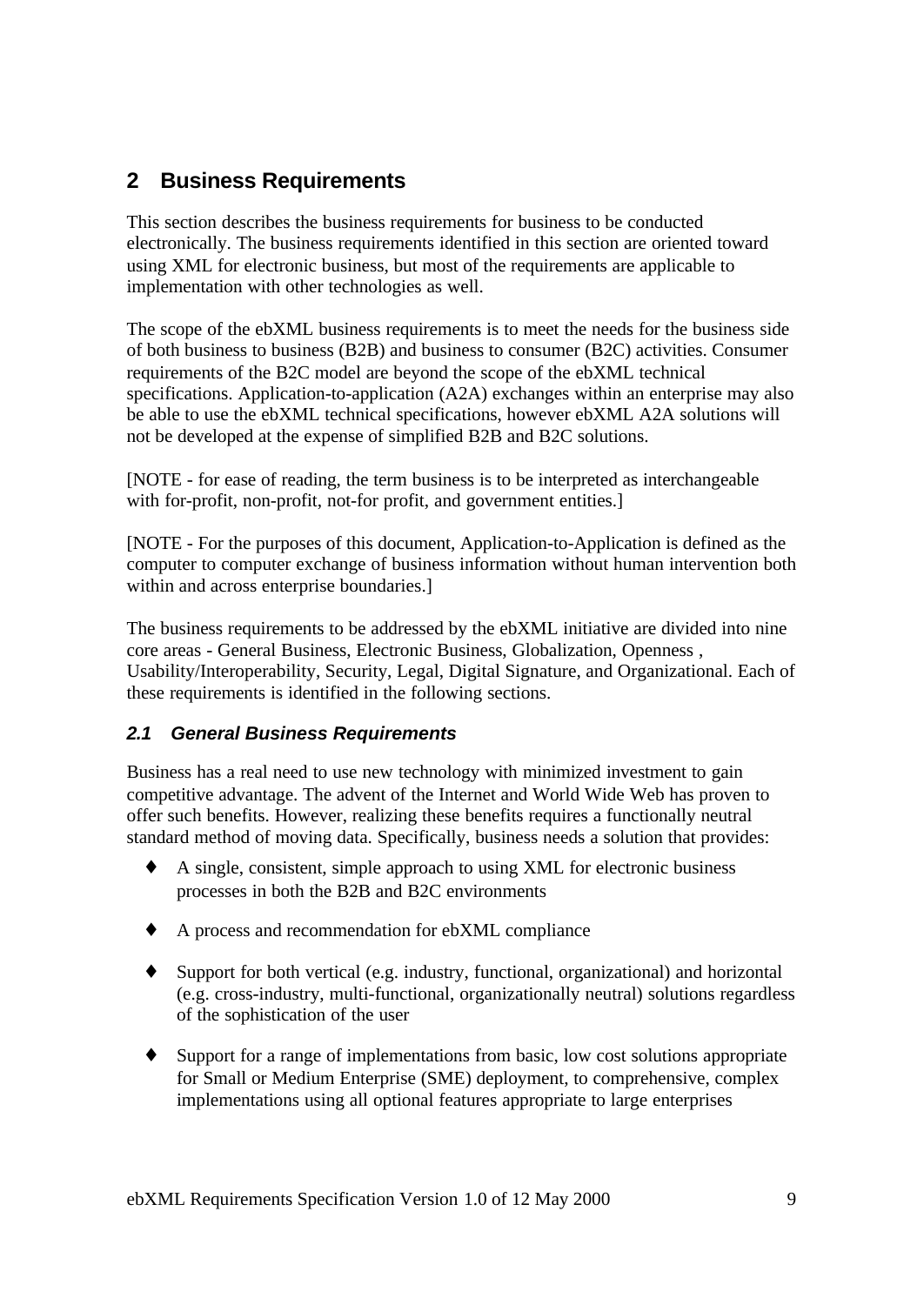# 2 Business Requirements

This section describes the business requirements for business to be conducted electronically. The business requirements identified in this section are oriented toward using XML for electronic business, but most of the requirements are applicable to implementation with other technologies as well.

The scope of the ebXML business requirements is to meet the needs for the business side of both business to business (B2B) and business to consumer (B2C) activities. Consumer requirements of the B2C model are beyond the scope of the ebXML technical specifications. Application-to-application (A2A) exchanges within an enterprise may also be able to use the ebXML technical specifications, however ebXML A2A solutions will not be developed at the expense of simplified B2B and B2C solutions.

[NOTE - for ease of reading, the term business is to be interpreted as interchangeable with for-profit, non-profit, not-for profit, and government entities.]

[NOTE - For the purposes of this document, Application-to-Application is defined as the computer to computer exchange of business information without human intervention both within and across enterprise boundaries.]

The business requirements to be addressed by the ebXML initiative are divided into nine core areas - General Business, Electronic Business, Globalization, Openness , Usability/Interoperability, Security, Legal, Digital Signature, and Organizational. Each of these requirements is identified in the following sections.

## *2.1 General Business Requirements*

Business has a real need to use new technology with minimized investment to gain competitive advantage. The advent of the Internet and World Wide Web has proven to offer such benefits. However, realizing these benefits requires a functionally neutral standard method of moving data. Specifically, business needs a solution that provides:

- A single, consistent, simple approach to using XML for electronic business processes in both the B2B and B2C environments
- A process and recommendation for ebXML compliance
- Support for both vertical (e.g. industry, functional, organizational) and horizontal (e.g. cross-industry, multi-functional, organizationally neutral) solutions regardless of the sophistication of the user
- Support for a range of implementations from basic, low cost solutions appropriate for Small or Medium Enterprise (SME) deployment, to comprehensive, complex implementations using all optional features appropriate to large enterprises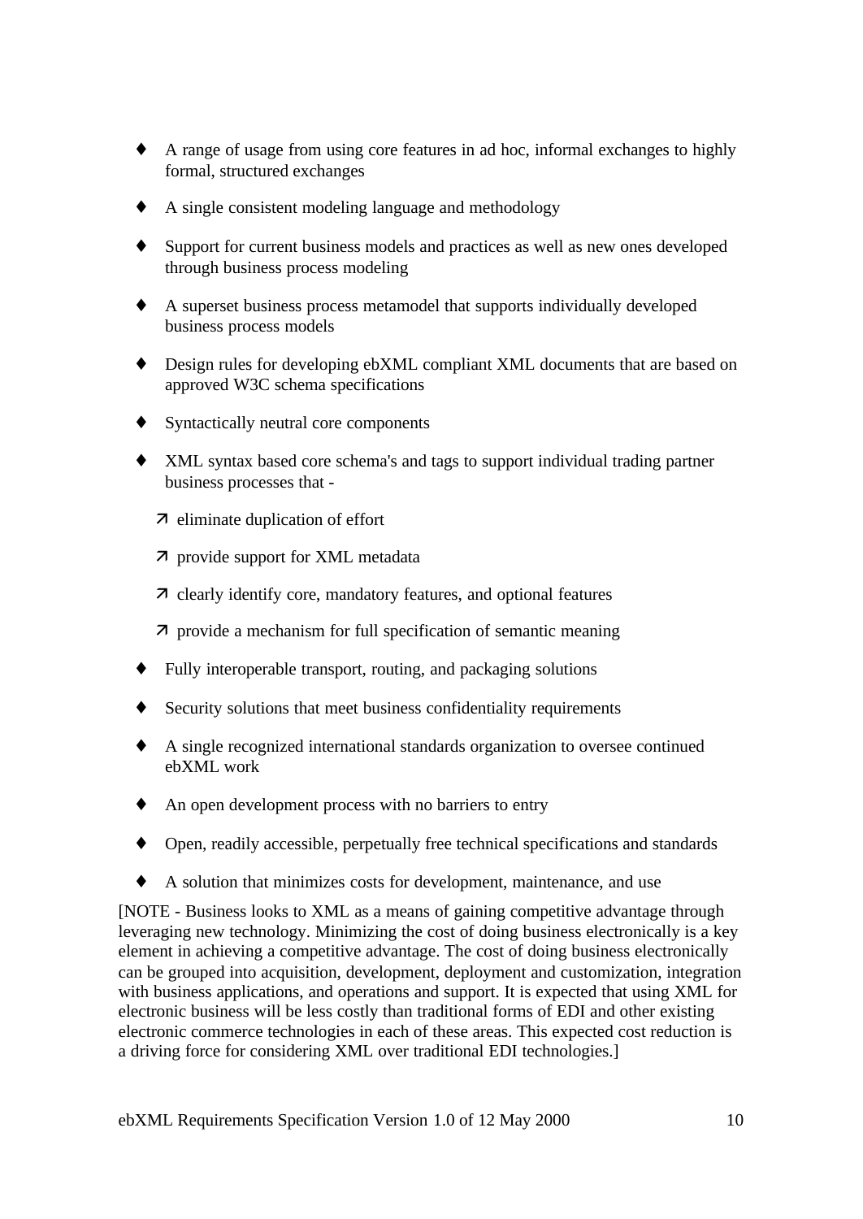- A range of usage from using core features in ad hoc, informal exchanges to highly formal, structured exchanges

- A single consistent modeling language and methodology

- Support for current business models and practices as well as new ones developed through business process modeling

- A superset business process metamodel that supports individually developed business process models

- Design rules for developing ebXML compliant XML documents that are based on approved W3C schema specifications

- Syntactically neutral core components

- XML syntax based core schema's and tags to support individual trading partner business processes that -

  - eliminate duplication of effort

  - provide support for XML metadata

  - clearly identify core, mandatory features, and optional features

  - provide a mechanism for full specification of semantic meaning

- Fully interoperable transport, routing, and packaging solutions

- Security solutions that meet business confidentiality requirements

- A single recognized international standards organization to oversee continued ebXML work

- An open development process with no barriers to entry

- Open, readily accessible, perpetually free technical specifications and standards

- A solution that minimizes costs for development, maintenance, and use

[NOTE - Business looks to XML as a means of gaining competitive advantage through leveraging new technology. Minimizing the cost of doing business electronically is a key element in achieving a competitive advantage. The cost of doing business electronically can be grouped into acquisition, development, deployment and customization, integration with business applications, and operations and support. It is expected that using XML for electronic business will be less costly than traditional forms of EDI and other existing electronic commerce technologies in each of these areas. This expected cost reduction is a driving force for considering XML over traditional EDI technologies.]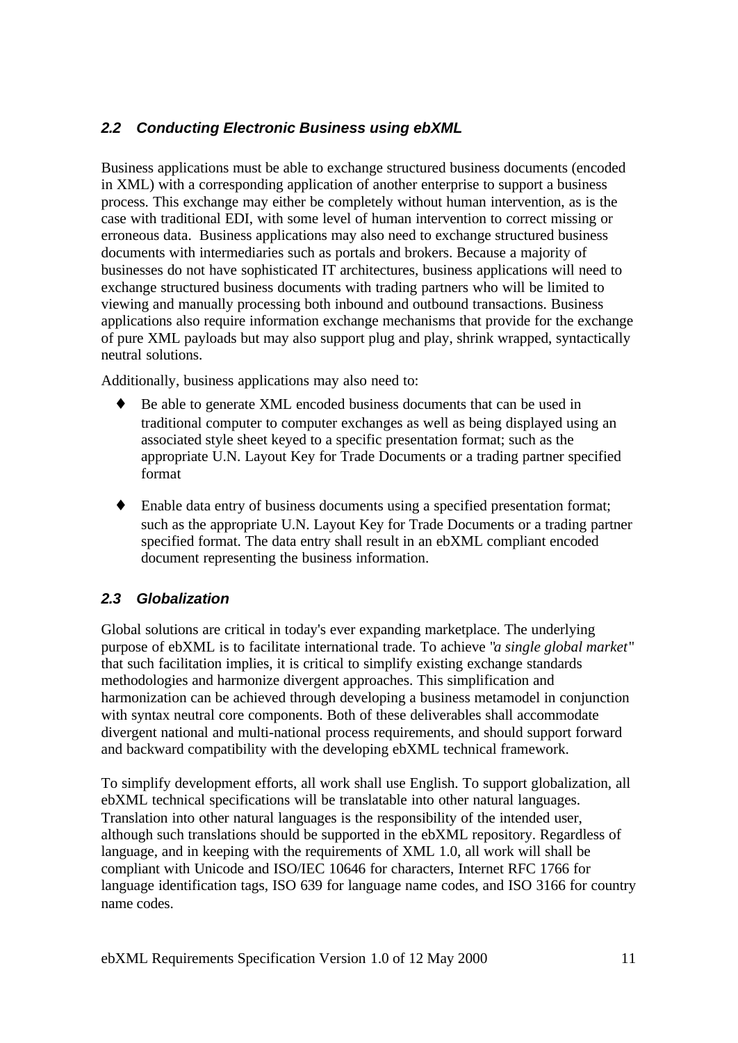### *2.2 Conducting Electronic Business using ebXML*

Business applications must be able to exchange structured business documents (encoded in XML) with a corresponding application of another enterprise to support a business process. This exchange may either be completely without human intervention, as is the case with traditional EDI, with some level of human intervention to correct missing or erroneous data. Business applications may also need to exchange structured business documents with intermediaries such as portals and brokers. Because a majority of businesses do not have sophisticated IT architectures, business applications will need to exchange structured business documents with trading partners who will be limited to viewing and manually processing both inbound and outbound transactions. Business applications also require information exchange mechanisms that provide for the exchange of pure XML payloads but may also support plug and play, shrink wrapped, syntactically neutral solutions.

Additionally, business applications may also need to:

- Be able to generate XML encoded business documents that can be used in traditional computer to computer exchanges as well as being displayed using an associated style sheet keyed to a specific presentation format; such as the appropriate U.N. Layout Key for Trade Documents or a trading partner specified format
- Enable data entry of business documents using a specified presentation format; such as the appropriate U.N. Layout Key for Trade Documents or a trading partner specified format. The data entry shall result in an ebXML compliant encoded document representing the business information.

### *2.3 Globalization*

Global solutions are critical in today's ever expanding marketplace. The underlying purpose of ebXML is to facilitate international trade. To achieve "*a single global market*" that such facilitation implies, it is critical to simplify existing exchange standards methodologies and harmonize divergent approaches. This simplification and harmonization can be achieved through developing a business metamodel in conjunction with syntax neutral core components. Both of these deliverables shall accommodate divergent national and multi-national process requirements, and should support forward and backward compatibility with the developing ebXML technical framework.

To simplify development efforts, all work shall use English. To support globalization, all ebXML technical specifications will be translatable into other natural languages. Translation into other natural languages is the responsibility of the intended user, although such translations should be supported in the ebXML repository. Regardless of language, and in keeping with the requirements of XML 1.0, all work will shall be compliant with Unicode and ISO/IEC 10646 for characters, Internet RFC 1766 for language identification tags, ISO 639 for language name codes, and ISO 3166 for country name codes.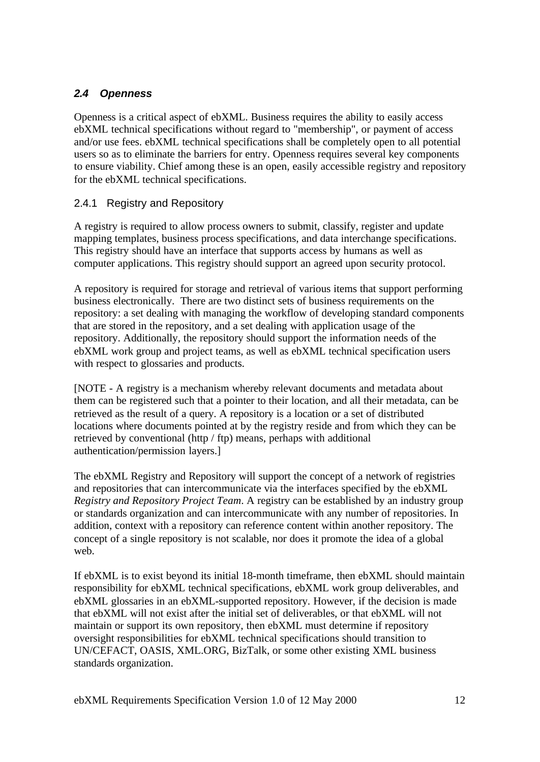### *2.4 Openness*

Openness is a critical aspect of ebXML. Business requires the ability to easily access ebXML technical specifications without regard to "membership", or payment of access and/or use fees. ebXML technical specifications shall be completely open to all potential users so as to eliminate the barriers for entry. Openness requires several key components to ensure viability. Chief among these is an open, easily accessible registry and repository for the ebXML technical specifications.

#### 2.4.1 Registry and Repository

A registry is required to allow process owners to submit, classify, register and update mapping templates, business process specifications, and data interchange specifications. This registry should have an interface that supports access by humans as well as computer applications. This registry should support an agreed upon security protocol.

A repository is required for storage and retrieval of various items that support performing business electronically. There are two distinct sets of business requirements on the repository: a set dealing with managing the workflow of developing standard components that are stored in the repository, and a set dealing with application usage of the repository. Additionally, the repository should support the information needs of the ebXML work group and project teams, as well as ebXML technical specification users with respect to glossaries and products.

[NOTE - A registry is a mechanism whereby relevant documents and metadata about them can be registered such that a pointer to their location, and all their metadata, can be retrieved as the result of a query. A repository is a location or a set of distributed locations where documents pointed at by the registry reside and from which they can be retrieved by conventional (http / ftp) means, perhaps with additional authentication/permission layers.]

The ebXML Registry and Repository will support the concept of a network of registries and repositories that can intercommunicate via the interfaces specified by the ebXML *Registry and Repository Project Team*. A registry can be established by an industry group or standards organization and can intercommunicate with any number of repositories. In addition, context with a repository can reference content within another repository. The concept of a single repository is not scalable, nor does it promote the idea of a global web.

If ebXML is to exist beyond its initial 18-month timeframe, then ebXML should maintain responsibility for ebXML technical specifications, ebXML work group deliverables, and ebXML glossaries in an ebXML-supported repository. However, if the decision is made that ebXML will not exist after the initial set of deliverables, or that ebXML will not maintain or support its own repository, then ebXML must determine if repository oversight responsibilities for ebXML technical specifications should transition to UN/CEFACT, OASIS, XML.ORG, BizTalk, or some other existing XML business standards organization.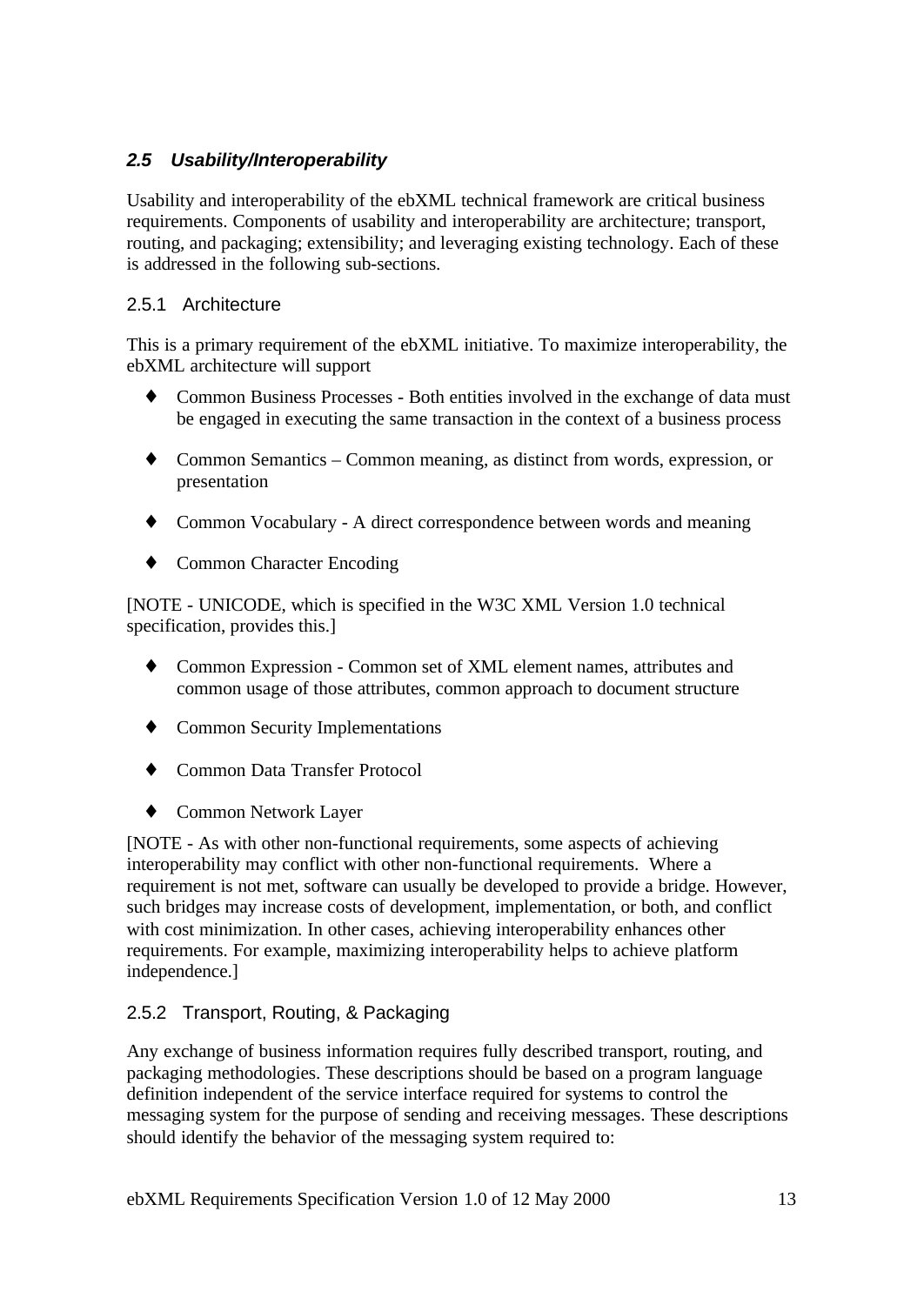## *2.5 Usability/Interoperability*

Usability and interoperability of the ebXML technical framework are critical business requirements. Components of usability and interoperability are architecture; transport, routing, and packaging; extensibility; and leveraging existing technology. Each of these is addressed in the following sub-sections.

### 2.5.1 Architecture

This is a primary requirement of the ebXML initiative. To maximize interoperability, the ebXML architecture will support

- Common Business Processes - Both entities involved in the exchange of data must be engaged in executing the same transaction in the context of a business process
- Common Semantics – Common meaning, as distinct from words, expression, or presentation
- Common Vocabulary - A direct correspondence between words and meaning
- Common Character Encoding

[NOTE - UNICODE, which is specified in the W3C XML Version 1.0 technical specification, provides this.]

- Common Expression - Common set of XML element names, attributes and common usage of those attributes, common approach to document structure
- Common Security Implementations
- Common Data Transfer Protocol
- Common Network Layer

[NOTE - As with other non-functional requirements, some aspects of achieving interoperability may conflict with other non-functional requirements. Where a requirement is not met, software can usually be developed to provide a bridge. However, such bridges may increase costs of development, implementation, or both, and conflict with cost minimization. In other cases, achieving interoperability enhances other requirements. For example, maximizing interoperability helps to achieve platform independence.]

### 2.5.2 Transport, Routing, & Packaging

Any exchange of business information requires fully described transport, routing, and packaging methodologies. These descriptions should be based on a program language definition independent of the service interface required for systems to control the messaging system for the purpose of sending and receiving messages. These descriptions should identify the behavior of the messaging system required to: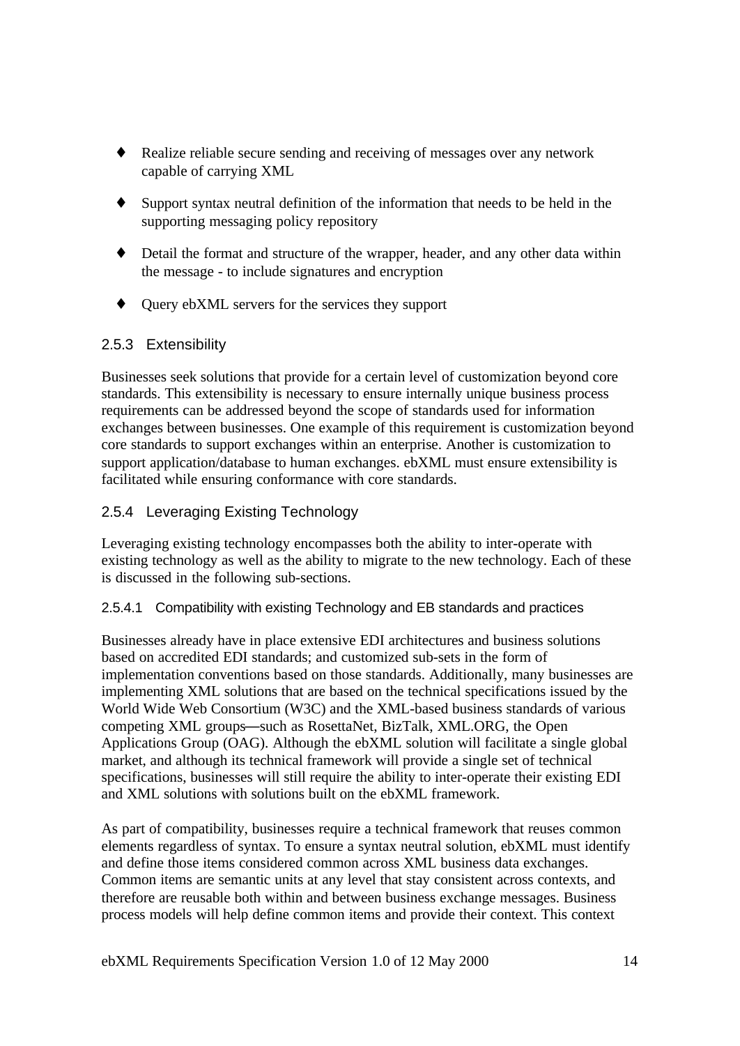- Realize reliable secure sending and receiving of messages over any network capable of carrying XML

- Support syntax neutral definition of the information that needs to be held in the supporting messaging policy repository

- Detail the format and structure of the wrapper, header, and any other data within the message - to include signatures and encryption

- Query ebXML servers for the services they support

### 2.5.3 Extensibility

Businesses seek solutions that provide for a certain level of customization beyond core standards. This extensibility is necessary to ensure internally unique business process requirements can be addressed beyond the scope of standards used for information exchanges between businesses. One example of this requirement is customization beyond core standards to support exchanges within an enterprise. Another is customization to support application/database to human exchanges. ebXML must ensure extensibility is facilitated while ensuring conformance with core standards.

### 2.5.4 Leveraging Existing Technology

Leveraging existing technology encompasses both the ability to inter-operate with existing technology as well as the ability to migrate to the new technology. Each of these is discussed in the following sub-sections.

#### 2.5.4.1 Compatibility with existing Technology and EB standards and practices

Businesses already have in place extensive EDI architectures and business solutions based on accredited EDI standards; and customized sub-sets in the form of implementation conventions based on those standards. Additionally, many businesses are implementing XML solutions that are based on the technical specifications issued by the World Wide Web Consortium (W3C) and the XML-based business standards of various competing XML groups—such as RosettaNet, BizTalk, XML.ORG, the Open Applications Group (OAG). Although the ebXML solution will facilitate a single global market, and although its technical framework will provide a single set of technical specifications, businesses will still require the ability to inter-operate their existing EDI and XML solutions with solutions built on the ebXML framework.

As part of compatibility, businesses require a technical framework that reuses common elements regardless of syntax. To ensure a syntax neutral solution, ebXML must identify and define those items considered common across XML business data exchanges. Common items are semantic units at any level that stay consistent across contexts, and therefore are reusable both within and between business exchange messages. Business process models will help define common items and provide their context. This context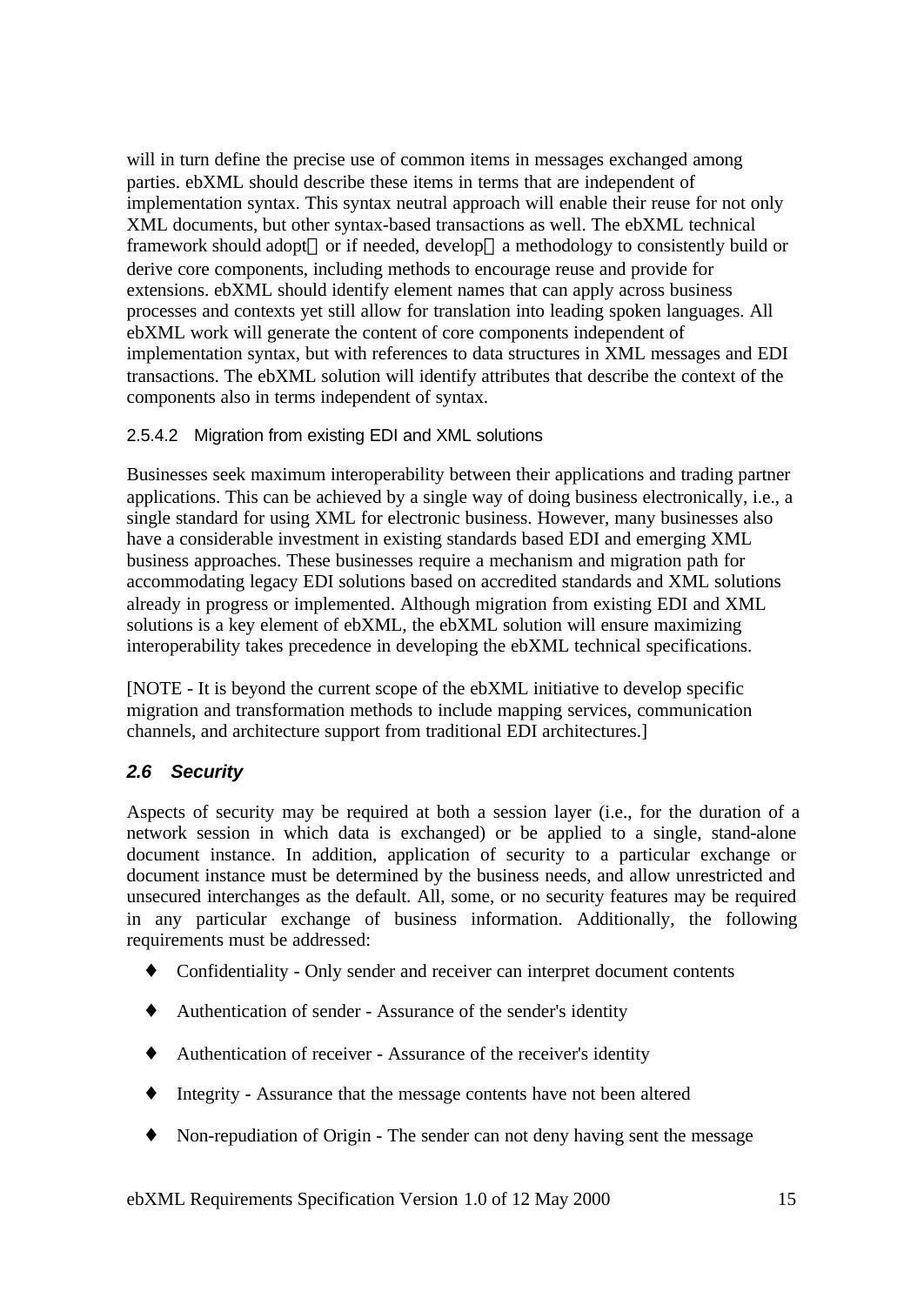will in turn define the precise use of common items in messages exchanged among parties. ebXML should describe these items in terms that are independent of implementation syntax. This syntax neutral approach will enable their reuse for not only XML documents, but other syntax-based transactions as well. The ebXML technical framework should adopt—or if needed, develop—a methodology to consistently build or derive core components, including methods to encourage reuse and provide for extensions. ebXML should identify element names that can apply across business processes and contexts yet still allow for translation into leading spoken languages. All ebXML work will generate the content of core components independent of implementation syntax, but with references to data structures in XML messages and EDI transactions. The ebXML solution will identify attributes that describe the context of the components also in terms independent of syntax.

#### 2.5.4.2 Migration from existing EDI and XML solutions

Businesses seek maximum interoperability between their applications and trading partner applications. This can be achieved by a single way of doing business electronically, i.e., a single standard for using XML for electronic business. However, many businesses also have a considerable investment in existing standards based EDI and emerging XML business approaches. These businesses require a mechanism and migration path for accommodating legacy EDI solutions based on accredited standards and XML solutions already in progress or implemented. Although migration from existing EDI and XML solutions is a key element of ebXML, the ebXML solution will ensure maximizing interoperability takes precedence in developing the ebXML technical specifications.

[NOTE - It is beyond the current scope of the ebXML initiative to develop specific migration and transformation methods to include mapping services, communication channels, and architecture support from traditional EDI architectures.]

## *2.6 Security*

Aspects of security may be required at both a session layer (i.e., for the duration of a network session in which data is exchanged) or be applied to a single, stand-alone document instance. In addition, application of security to a particular exchange or document instance must be determined by the business needs, and allow unrestricted and unsecured interchanges as the default. All, some, or no security features may be required in any particular exchange of business information. Additionally, the following requirements must be addressed:

- Confidentiality - Only sender and receiver can interpret document contents
- Authentication of sender - Assurance of the sender's identity
- Authentication of receiver - Assurance of the receiver's identity
- Integrity - Assurance that the message contents have not been altered
- Non-repudiation of Origin - The sender can not deny having sent the message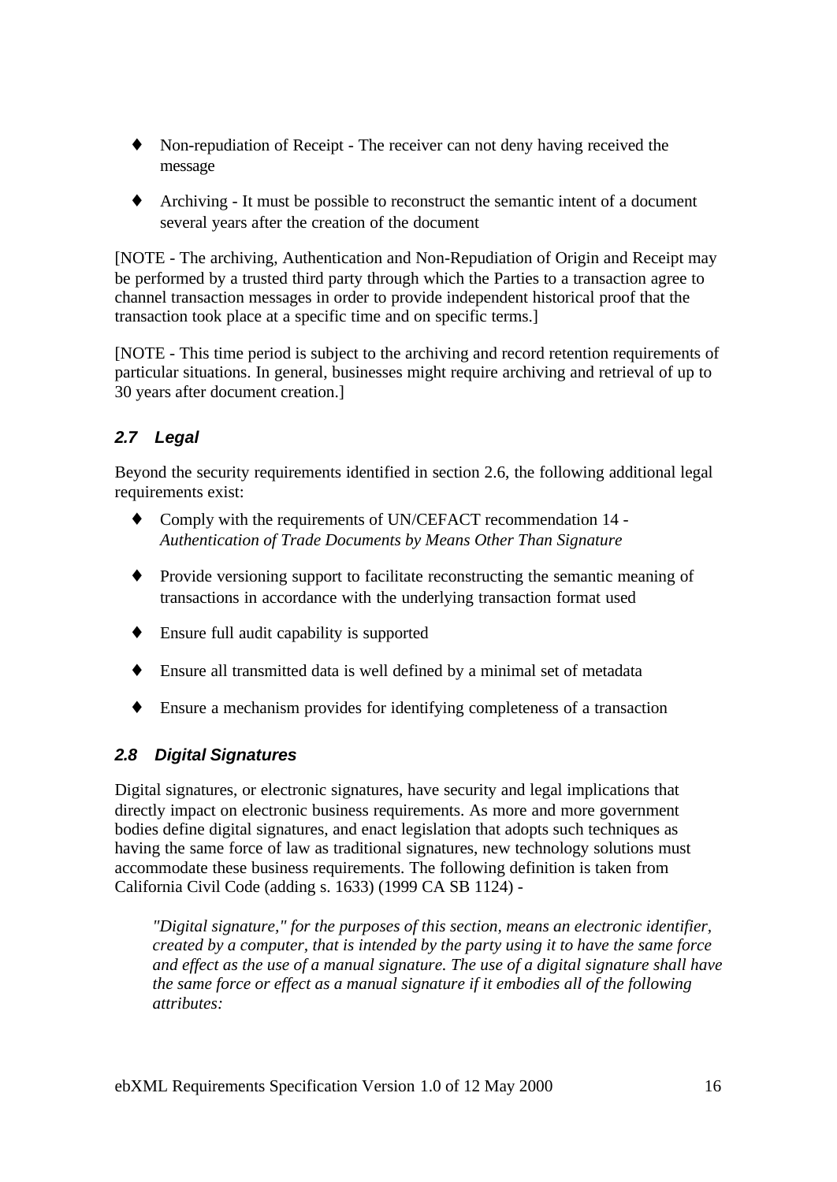- Non-repudiation of Receipt - The receiver can not deny having received the message
- Archiving - It must be possible to reconstruct the semantic intent of a document several years after the creation of the document

[NOTE - The archiving, Authentication and Non-Repudiation of Origin and Receipt may be performed by a trusted third party through which the Parties to a transaction agree to channel transaction messages in order to provide independent historical proof that the transaction took place at a specific time and on specific terms.]

[NOTE - This time period is subject to the archiving and record retention requirements of particular situations. In general, businesses might require archiving and retrieval of up to 30 years after document creation.]

### 2.7 Legal

Beyond the security requirements identified in section 2.6, the following additional legal requirements exist:

- Comply with the requirements of UN/CEFACT recommendation 14 - *Authentication of Trade Documents by Means Other Than Signature*
- Provide versioning support to facilitate reconstructing the semantic meaning of transactions in accordance with the underlying transaction format used
- Ensure full audit capability is supported
- Ensure all transmitted data is well defined by a minimal set of metadata
- Ensure a mechanism provides for identifying completeness of a transaction

### 2.8 Digital Signatures

Digital signatures, or electronic signatures, have security and legal implications that directly impact on electronic business requirements. As more and more government bodies define digital signatures, and enact legislation that adopts such techniques as having the same force of law as traditional signatures, new technology solutions must accommodate these business requirements. The following definition is taken from California Civil Code (adding s. 1633) (1999 CA SB 1124) -

> *"Digital signature," for the purposes of this section, means an electronic identifier, created by a computer, that is intended by the party using it to have the same force and effect as the use of a manual signature. The use of a digital signature shall have the same force or effect as a manual signature if it embodies all of the following attributes:*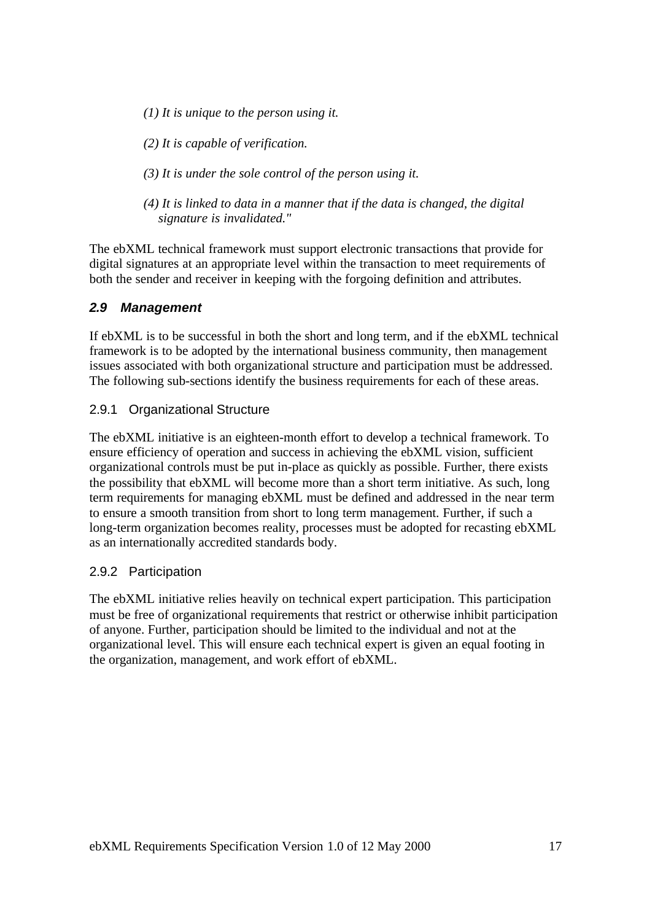*(1) It is unique to the person using it.*

*(2) It is capable of verification.*

*(3) It is under the sole control of the person using it.*

*(4) It is linked to data in a manner that if the data is changed, the digital signature is invalidated."*

The ebXML technical framework must support electronic transactions that provide for digital signatures at an appropriate level within the transaction to meet requirements of both the sender and receiver in keeping with the forgoing definition and attributes.

### *2.9 Management*

If ebXML is to be successful in both the short and long term, and if the ebXML technical framework is to be adopted by the international business community, then management issues associated with both organizational structure and participation must be addressed. The following sub-sections identify the business requirements for each of these areas.

#### 2.9.1 Organizational Structure

The ebXML initiative is an eighteen-month effort to develop a technical framework. To ensure efficiency of operation and success in achieving the ebXML vision, sufficient organizational controls must be put in-place as quickly as possible. Further, there exists the possibility that ebXML will become more than a short term initiative. As such, long term requirements for managing ebXML must be defined and addressed in the near term to ensure a smooth transition from short to long term management. Further, if such a long-term organization becomes reality, processes must be adopted for recasting ebXML as an internationally accredited standards body.

#### 2.9.2 Participation

The ebXML initiative relies heavily on technical expert participation. This participation must be free of organizational requirements that restrict or otherwise inhibit participation of anyone. Further, participation should be limited to the individual and not at the organizational level. This will ensure each technical expert is given an equal footing in the organization, management, and work effort of ebXML.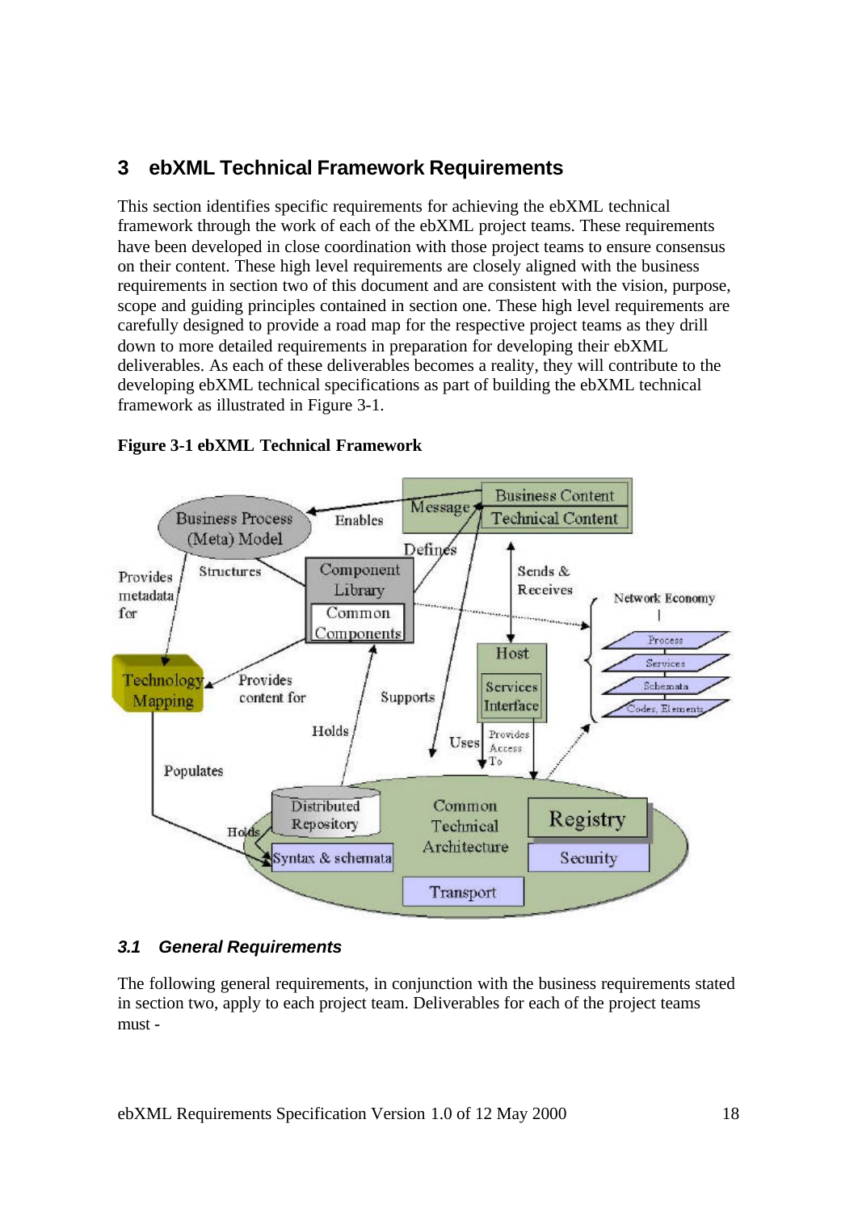# 3 ebXML Technical Framework Requirements

This section identifies specific requirements for achieving the ebXML technical framework through the work of each of the ebXML project teams. These requirements have been developed in close coordination with those project teams to ensure consensus on their content. These high level requirements are closely aligned with the business requirements in section two of this document and are consistent with the vision, purpose, scope and guiding principles contained in section one. These high level requirements are carefully designed to provide a road map for the respective project teams as they drill down to more detailed requirements in preparation for developing their ebXML deliverables. As each of these deliverables becomes a reality, they will contribute to the developing ebXML technical specifications as part of building the ebXML technical framework as illustrated in Figure 3-1.

**Figure 3-1 ebXML Technical Framework**

## 3.1 General Requirements

The following general requirements, in conjunction with the business requirements stated in section two, apply to each project team. Deliverables for each of the project teams must -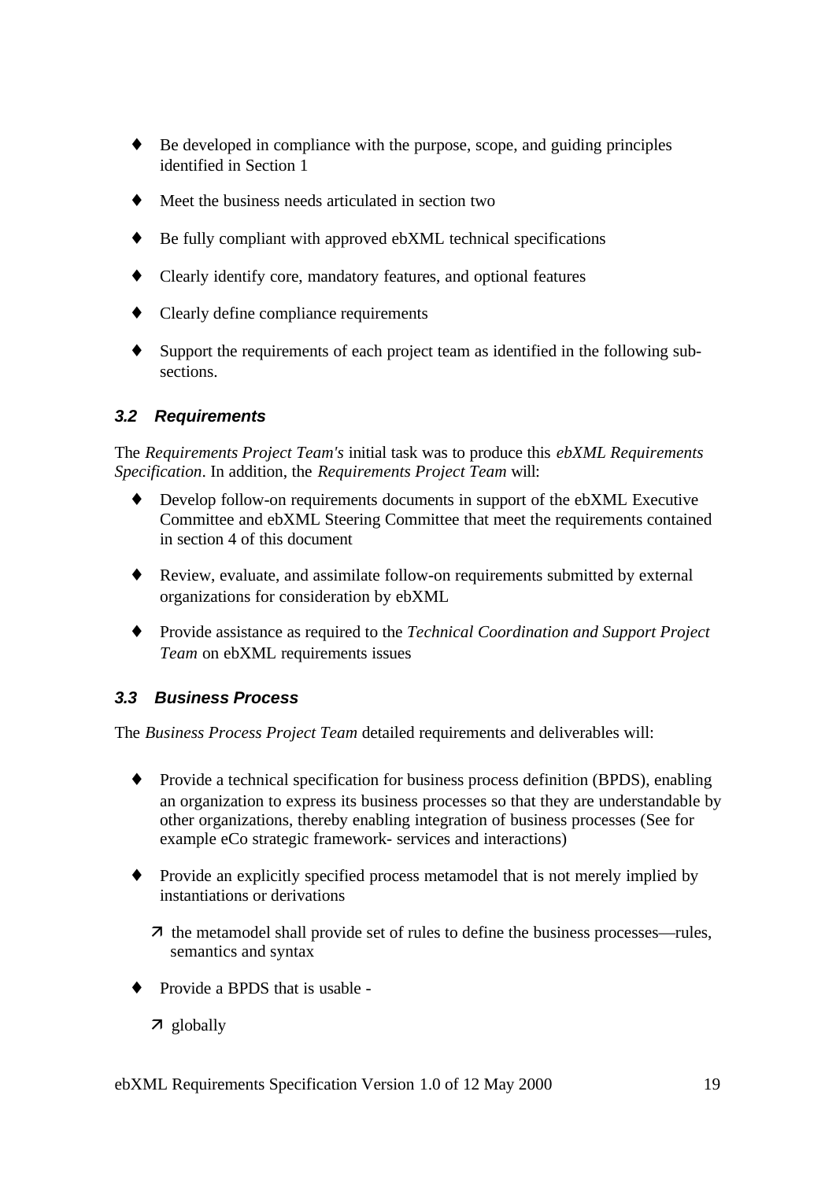- Be developed in compliance with the purpose, scope, and guiding principles identified in Section 1
- Meet the business needs articulated in section two
- Be fully compliant with approved ebXML technical specifications
- Clearly identify core, mandatory features, and optional features
- Clearly define compliance requirements
- Support the requirements of each project team as identified in the following sub-sections.

### *3.2 Requirements*

The *Requirements Project Team's* initial task was to produce this *ebXML Requirements Specification*. In addition, the *Requirements Project Team* will:

- Develop follow-on requirements documents in support of the ebXML Executive Committee and ebXML Steering Committee that meet the requirements contained in section 4 of this document
- Review, evaluate, and assimilate follow-on requirements submitted by external organizations for consideration by ebXML
- Provide assistance as required to the *Technical Coordination and Support Project Team* on ebXML requirements issues

### *3.3 Business Process*

The *Business Process Project Team* detailed requirements and deliverables will:

- Provide a technical specification for business process definition (BPDS), enabling an organization to express its business processes so that they are understandable by other organizations, thereby enabling integration of business processes (See for example eCo strategic framework- services and interactions)
- Provide an explicitly specified process metamodel that is not merely implied by instantiations or derivations
  - the metamodel shall provide set of rules to define the business processes—rules, semantics and syntax
- Provide a BPDS that is usable -
  - globally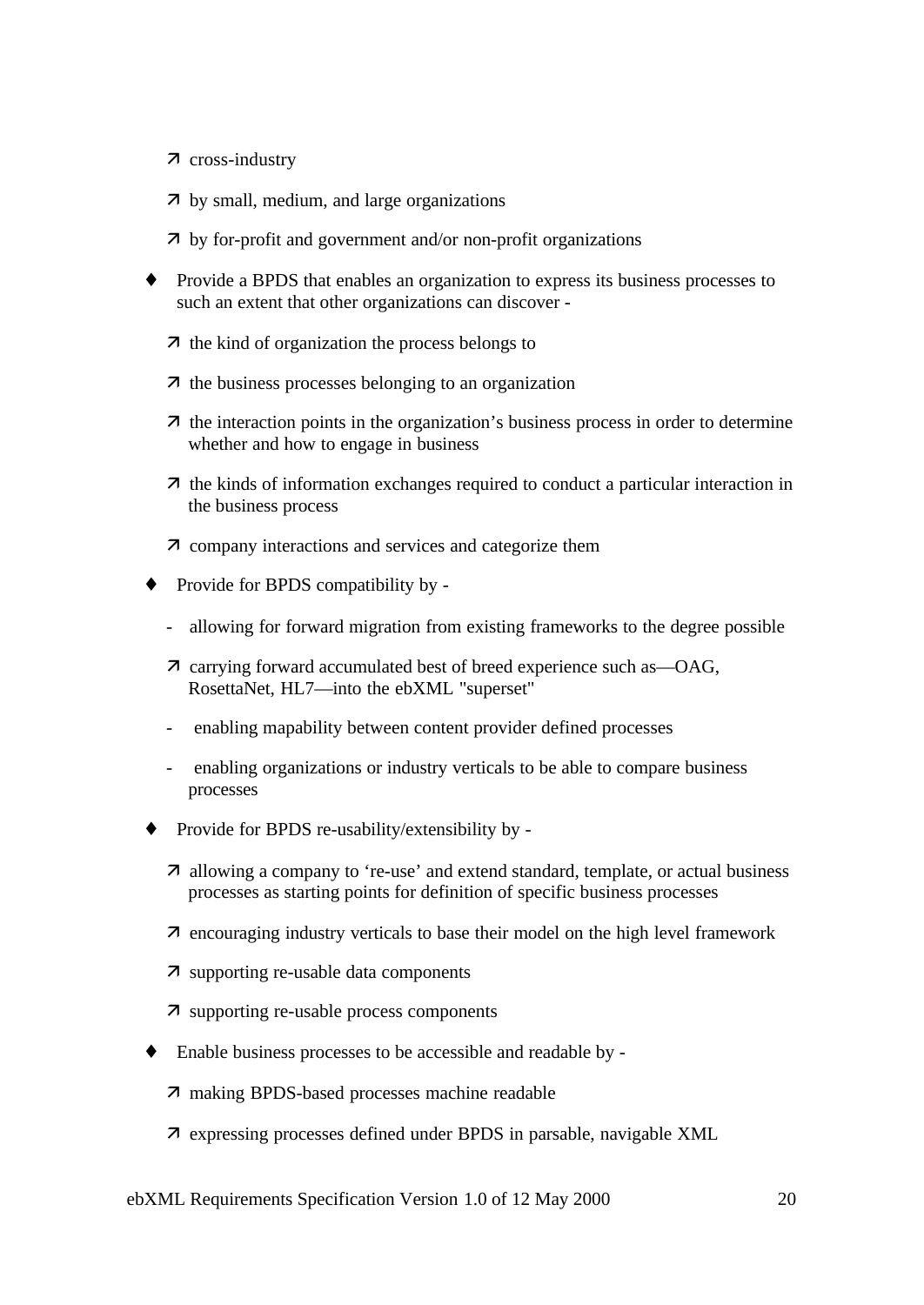- ↗ cross-industry
- ↗ by small, medium, and large organizations
- ↗ by for-profit and government and/or non-profit organizations

♦ Provide a BPDS that enables an organization to express its business processes to such an extent that other organizations can discover -

- ↗ the kind of organization the process belongs to
- ↗ the business processes belonging to an organization
- ↗ the interaction points in the organization's business process in order to determine whether and how to engage in business
- ↗ the kinds of information exchanges required to conduct a particular interaction in the business process
- ↗ company interactions and services and categorize them

♦ Provide for BPDS compatibility by -

- allowing for forward migration from existing frameworks to the degree possible
- ↗ carrying forward accumulated best of breed experience such as—OAG, RosettaNet, HL7—into the ebXML "superset"
- enabling mapability between content provider defined processes
- enabling organizations or industry verticals to be able to compare business processes

♦ Provide for BPDS re-usability/extensibility by -

- ↗ allowing a company to 're-use' and extend standard, template, or actual business processes as starting points for definition of specific business processes
- ↗ encouraging industry verticals to base their model on the high level framework
- ↗ supporting re-usable data components
- ↗ supporting re-usable process components

♦ Enable business processes to be accessible and readable by -

- ↗ making BPDS-based processes machine readable
- ↗ expressing processes defined under BPDS in parsable, navigable XML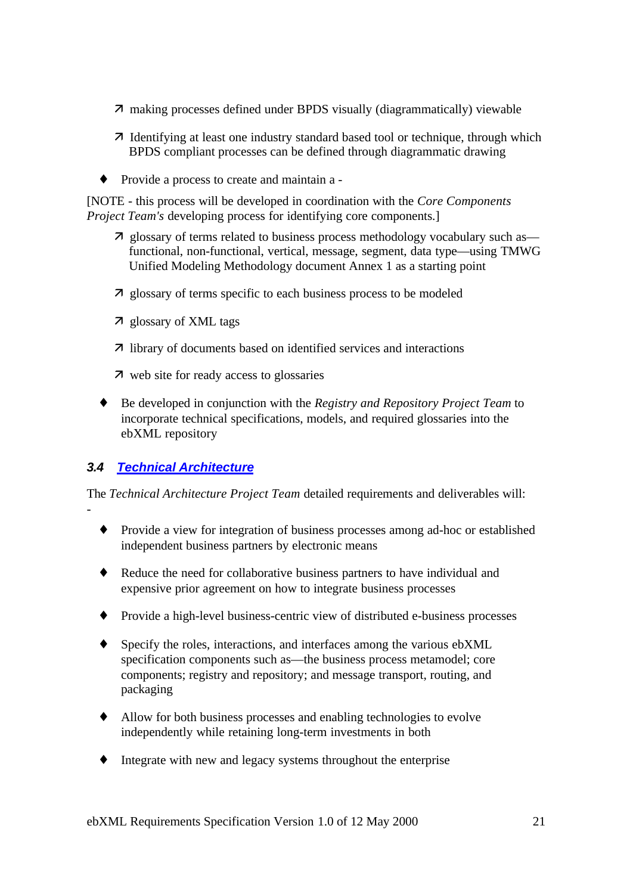- making processes defined under BPDS visually (diagrammatically) viewable
    - Identifying at least one industry standard based tool or technique, through which BPDS compliant processes can be defined through diagrammatic drawing

- Provide a process to create and maintain a -

[NOTE - this process will be developed in coordination with the *Core Components Project Team's* developing process for identifying core components.]

    - glossary of terms related to business process methodology vocabulary such as—functional, non-functional, vertical, message, segment, data type—using TMWG Unified Modeling Methodology document Annex 1 as a starting point
    - glossary of terms specific to each business process to be modeled
    - glossary of XML tags
    - library of documents based on identified services and interactions
    - web site for ready access to glossaries

- Be developed in conjunction with the *Registry and Repository Project Team* to incorporate technical specifications, models, and required glossaries into the ebXML repository

### 3.4 Technical Architecture

The *Technical Architecture Project Team* detailed requirements and deliverables will: -

- Provide a view for integration of business processes among ad-hoc or established independent business partners by electronic means
- Reduce the need for collaborative business partners to have individual and expensive prior agreement on how to integrate business processes
- Provide a high-level business-centric view of distributed e-business processes
- Specify the roles, interactions, and interfaces among the various ebXML specification components such as—the business process metamodel; core components; registry and repository; and message transport, routing, and packaging
- Allow for both business processes and enabling technologies to evolve independently while retaining long-term investments in both
- Integrate with new and legacy systems throughout the enterprise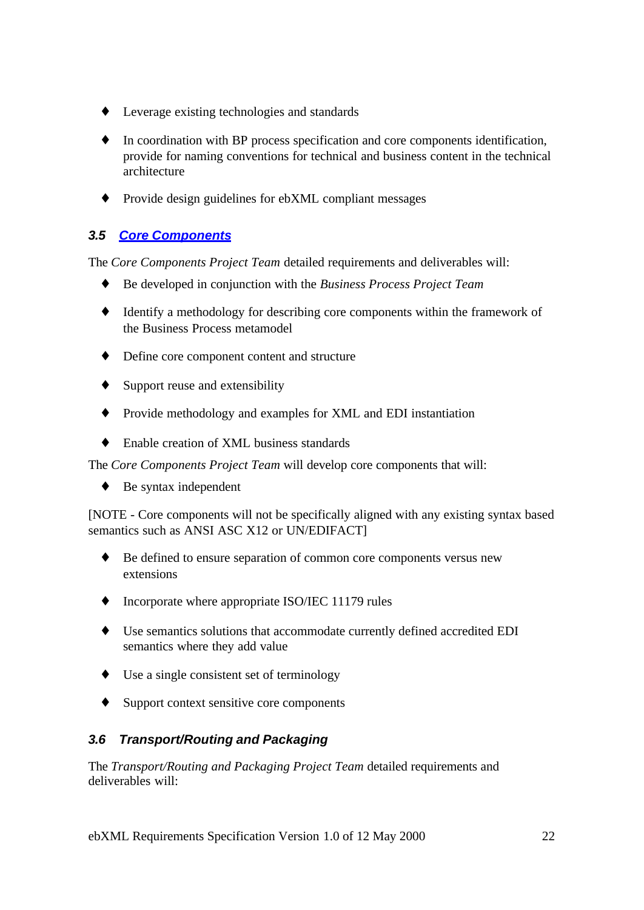- Leverage existing technologies and standards
- In coordination with BP process specification and core components identification, provide for naming conventions for technical and business content in the technical architecture
- Provide design guidelines for ebXML compliant messages

### 3.5 Core Components

The *Core Components Project Team* detailed requirements and deliverables will:

- Be developed in conjunction with the *Business Process Project Team*
- Identify a methodology for describing core components within the framework of the Business Process metamodel
- Define core component content and structure
- Support reuse and extensibility
- Provide methodology and examples for XML and EDI instantiation
- Enable creation of XML business standards

The *Core Components Project Team* will develop core components that will:

- Be syntax independent

[NOTE - Core components will not be specifically aligned with any existing syntax based semantics such as ANSI ASC X12 or UN/EDIFACT]

- Be defined to ensure separation of common core components versus new extensions
- Incorporate where appropriate ISO/IEC 11179 rules
- Use semantics solutions that accommodate currently defined accredited EDI semantics where they add value
- Use a single consistent set of terminology
- Support context sensitive core components

### 3.6 Transport/Routing and Packaging

The *Transport/Routing and Packaging Project Team* detailed requirements and deliverables will: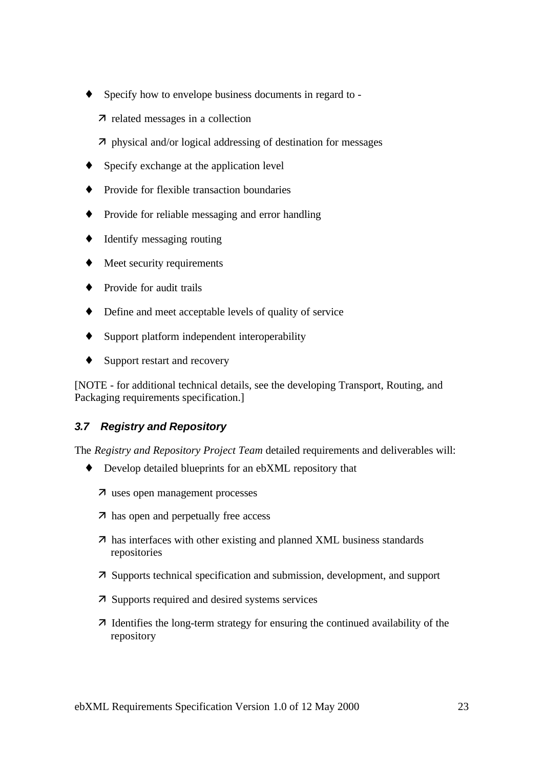- Specify how to envelope business documents in regard to -
  - related messages in a collection
  - physical and/or logical addressing of destination for messages
- Specify exchange at the application level
- Provide for flexible transaction boundaries
- Provide for reliable messaging and error handling
- Identify messaging routing
- Meet security requirements
- Provide for audit trails
- Define and meet acceptable levels of quality of service
- Support platform independent interoperability
- Support restart and recovery

[NOTE - for additional technical details, see the developing Transport, Routing, and Packaging requirements specification.]

### 3.7 Registry and Repository

The *Registry and Repository Project Team* detailed requirements and deliverables will:

- Develop detailed blueprints for an ebXML repository that
  - uses open management processes
  - has open and perpetually free access
  - has interfaces with other existing and planned XML business standards repositories
  - Supports technical specification and submission, development, and support
  - Supports required and desired systems services
  - Identifies the long-term strategy for ensuring the continued availability of the repository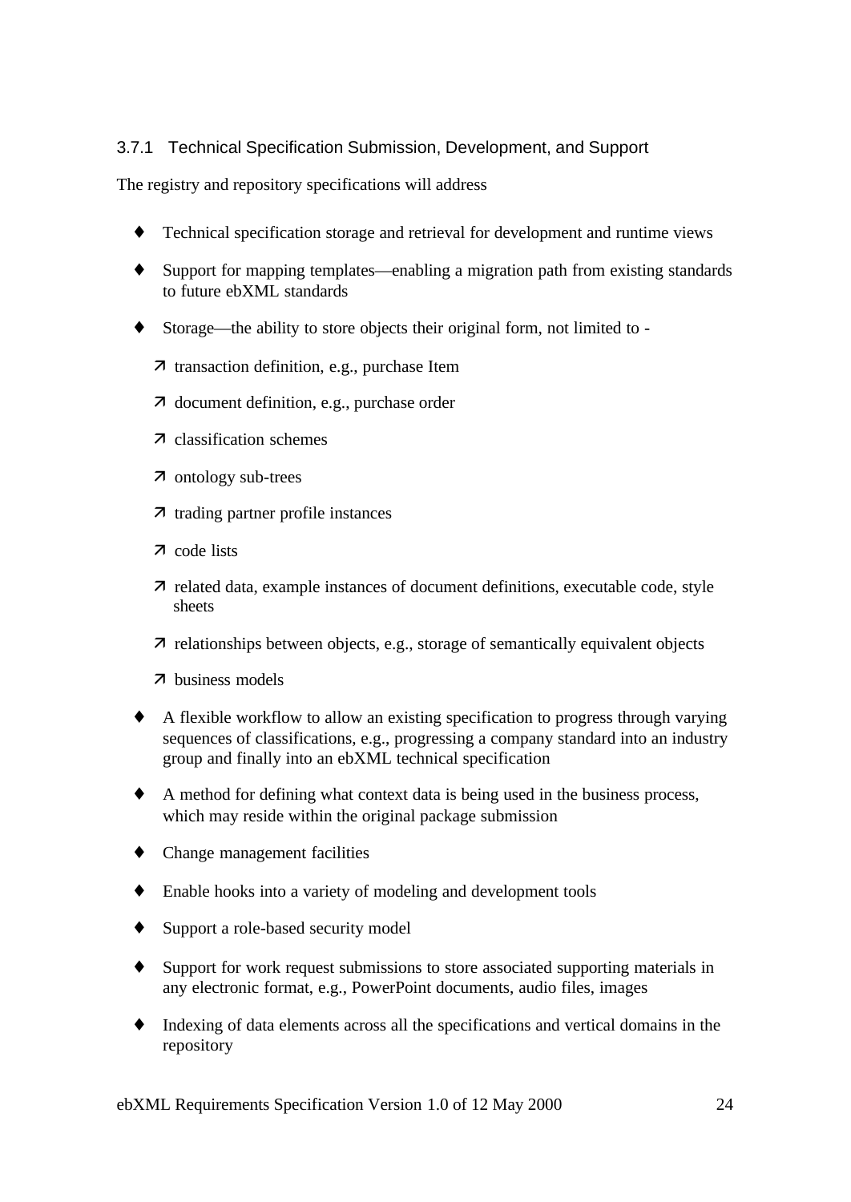### 3.7.1 Technical Specification Submission, Development, and Support

The registry and repository specifications will address

- Technical specification storage and retrieval for development and runtime views
- Support for mapping templates—enabling a migration path from existing standards to future ebXML standards
- Storage—the ability to store objects their original form, not limited to -
  - transaction definition, e.g., purchase Item
  - document definition, e.g., purchase order
  - classification schemes
  - ontology sub-trees
  - trading partner profile instances
  - code lists
  - related data, example instances of document definitions, executable code, style sheets
  - relationships between objects, e.g., storage of semantically equivalent objects
  - business models
- A flexible workflow to allow an existing specification to progress through varying sequences of classifications, e.g., progressing a company standard into an industry group and finally into an ebXML technical specification
- A method for defining what context data is being used in the business process, which may reside within the original package submission
- Change management facilities
- Enable hooks into a variety of modeling and development tools
- Support a role-based security model
- Support for work request submissions to store associated supporting materials in any electronic format, e.g., PowerPoint documents, audio files, images
- Indexing of data elements across all the specifications and vertical domains in the repository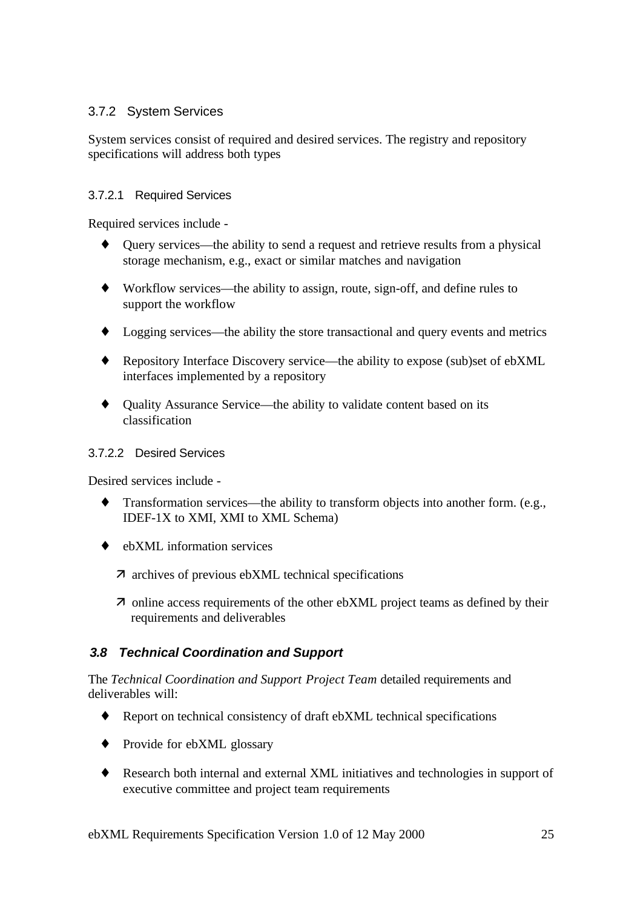#### 3.7.2 System Services

System services consist of required and desired services. The registry and repository specifications will address both types

##### 3.7.2.1 Required Services

Required services include -

- Query services—the ability to send a request and retrieve results from a physical storage mechanism, e.g., exact or similar matches and navigation
- Workflow services—the ability to assign, route, sign-off, and define rules to support the workflow
- Logging services—the ability the store transactional and query events and metrics
- Repository Interface Discovery service—the ability to expose (sub)set of ebXML interfaces implemented by a repository
- Quality Assurance Service—the ability to validate content based on its classification

##### 3.7.2.2 Desired Services

Desired services include -

- Transformation services—the ability to transform objects into another form. (e.g., IDEF-1X to XMI, XMI to XML Schema)
- ebXML information services
  - archives of previous ebXML technical specifications
  - online access requirements of the other ebXML project teams as defined by their requirements and deliverables

### *3.8 Technical Coordination and Support*

The *Technical Coordination and Support Project Team* detailed requirements and deliverables will:

- Report on technical consistency of draft ebXML technical specifications
- Provide for ebXML glossary
- Research both internal and external XML initiatives and technologies in support of executive committee and project team requirements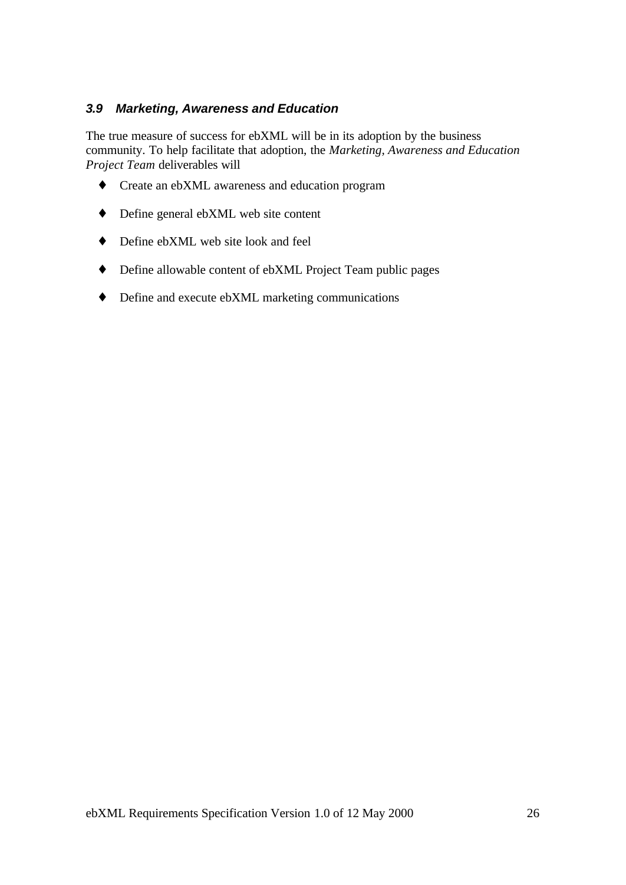### *3.9 Marketing, Awareness and Education*

The true measure of success for ebXML will be in its adoption by the business community. To help facilitate that adoption, the *Marketing, Awareness and Education Project Team* deliverables will

- Create an ebXML awareness and education program
- Define general ebXML web site content
- Define ebXML web site look and feel
- Define allowable content of ebXML Project Team public pages
- Define and execute ebXML marketing communications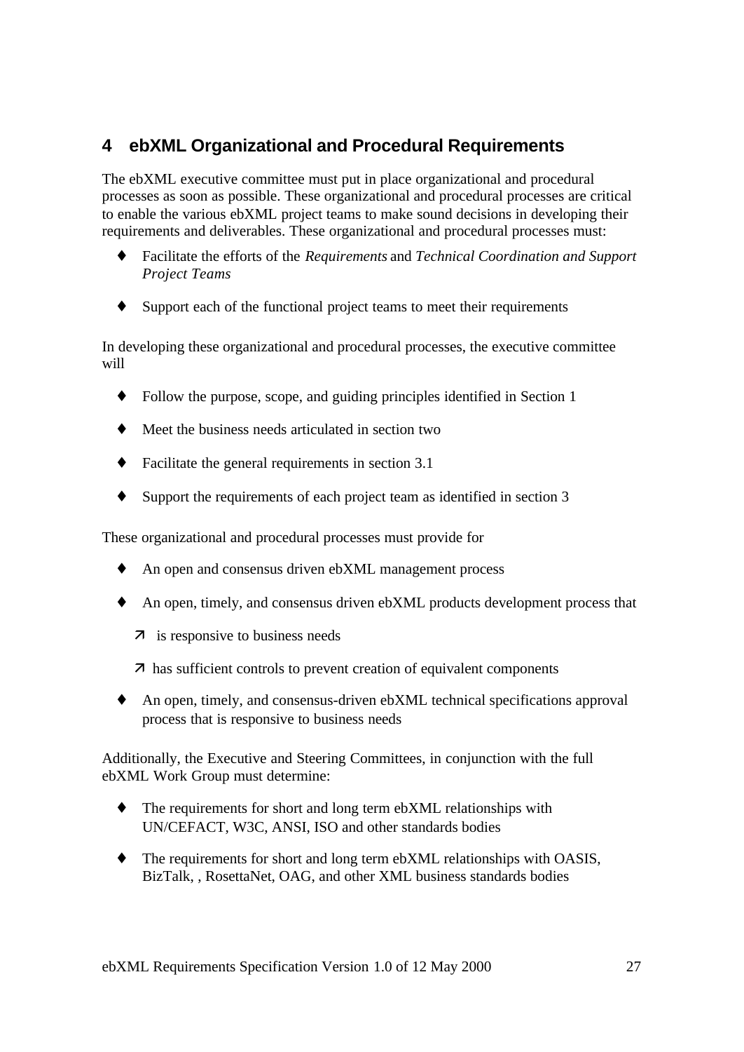## 4 ebXML Organizational and Procedural Requirements

The ebXML executive committee must put in place organizational and procedural processes as soon as possible. These organizational and procedural processes are critical to enable the various ebXML project teams to make sound decisions in developing their requirements and deliverables. These organizational and procedural processes must:

- Facilitate the efforts of the *Requirements* and *Technical Coordination and Support Project Teams*
- Support each of the functional project teams to meet their requirements

In developing these organizational and procedural processes, the executive committee will

- Follow the purpose, scope, and guiding principles identified in Section 1
- Meet the business needs articulated in section two
- Facilitate the general requirements in section 3.1
- Support the requirements of each project team as identified in section 3

These organizational and procedural processes must provide for

- An open and consensus driven ebXML management process
- An open, timely, and consensus driven ebXML products development process that
  - is responsive to business needs
  - has sufficient controls to prevent creation of equivalent components
- An open, timely, and consensus-driven ebXML technical specifications approval process that is responsive to business needs

Additionally, the Executive and Steering Committees, in conjunction with the full ebXML Work Group must determine:

- The requirements for short and long term ebXML relationships with UN/CEFACT, W3C, ANSI, ISO and other standards bodies
- The requirements for short and long term ebXML relationships with OASIS, BizTalk, , RosettaNet, OAG, and other XML business standards bodies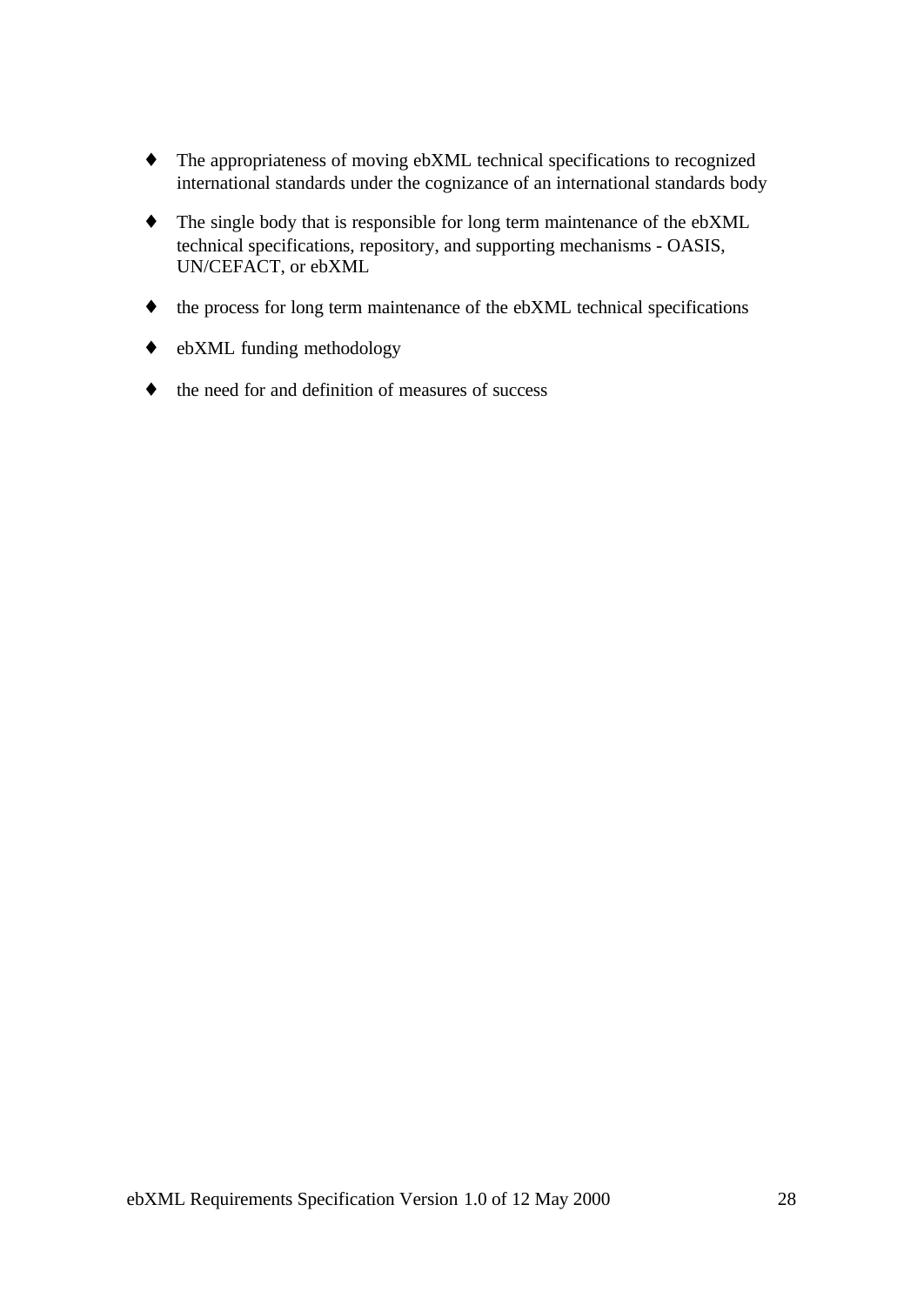- The appropriateness of moving ebXML technical specifications to recognized international standards under the cognizance of an international standards body
- The single body that is responsible for long term maintenance of the ebXML technical specifications, repository, and supporting mechanisms - OASIS, UN/CEFACT, or ebXML
- the process for long term maintenance of the ebXML technical specifications
- ebXML funding methodology
- the need for and definition of measures of success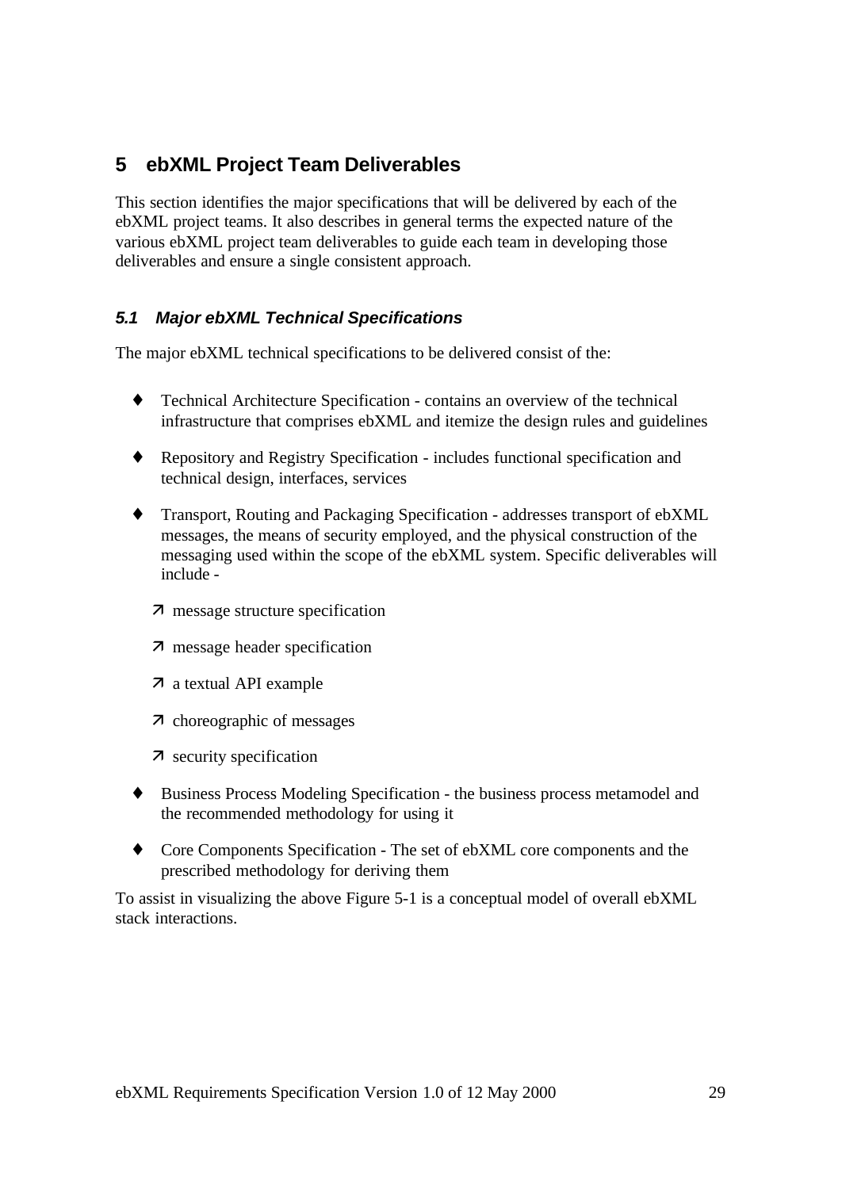# 5 ebXML Project Team Deliverables

This section identifies the major specifications that will be delivered by each of the ebXML project teams. It also describes in general terms the expected nature of the various ebXML project team deliverables to guide each team in developing those deliverables and ensure a single consistent approach.

## *5.1 Major ebXML Technical Specifications*

The major ebXML technical specifications to be delivered consist of the:

- Technical Architecture Specification - contains an overview of the technical infrastructure that comprises ebXML and itemize the design rules and guidelines
- Repository and Registry Specification - includes functional specification and technical design, interfaces, services
- Transport, Routing and Packaging Specification - addresses transport of ebXML messages, the means of security employed, and the physical construction of the messaging used within the scope of the ebXML system. Specific deliverables will include -
  - message structure specification
  - message header specification
  - a textual API example
  - choreographic of messages
  - security specification
- Business Process Modeling Specification - the business process metamodel and the recommended methodology for using it
- Core Components Specification - The set of ebXML core components and the prescribed methodology for deriving them

To assist in visualizing the above Figure 5-1 is a conceptual model of overall ebXML stack interactions.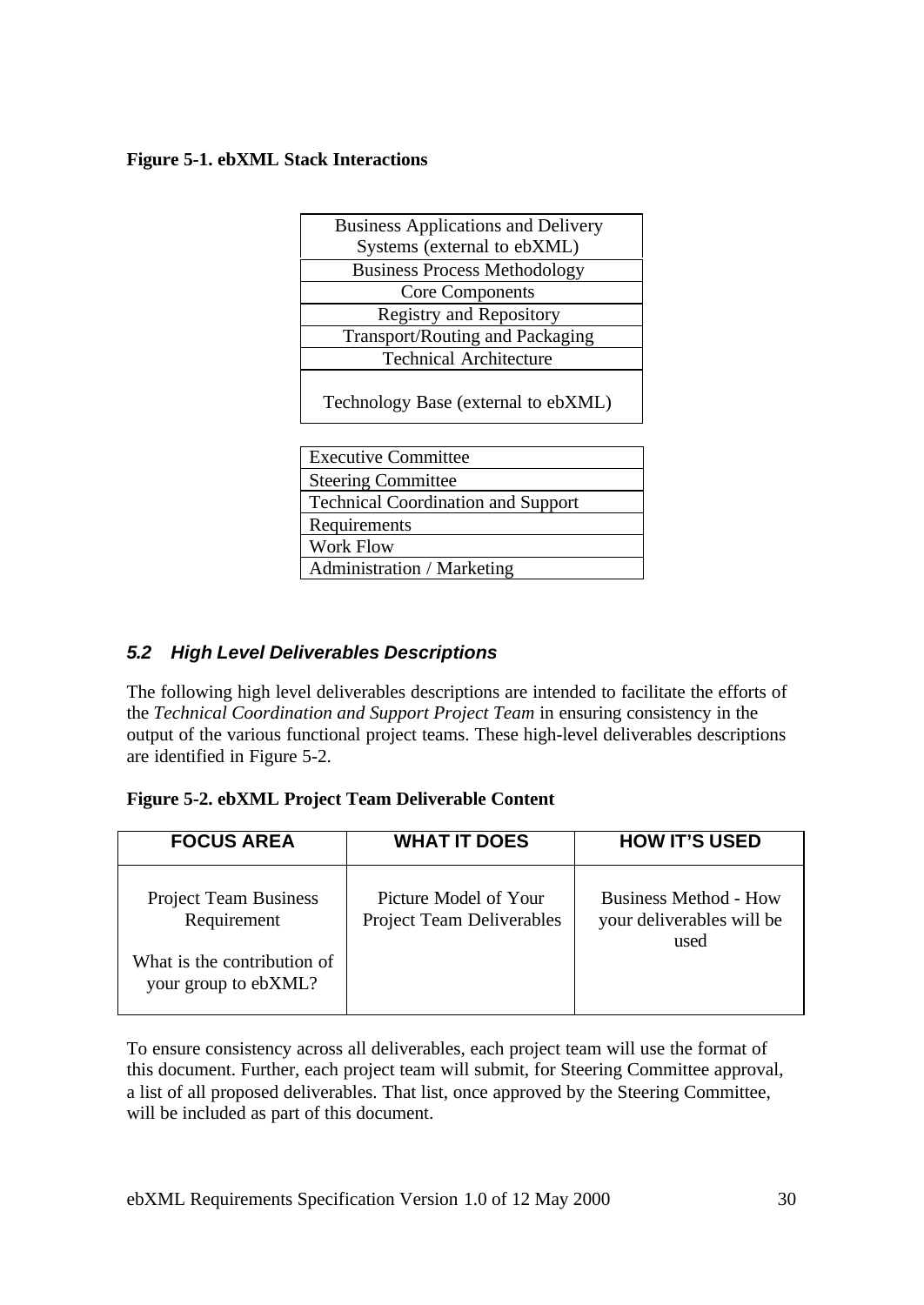**Figure 5-1. ebXML Stack Interactions**

| Business Applications and Delivery Systems (external to ebXML) |
|---|
| Business Process Methodology |
| Core Components |
| Registry and Repository |
| Transport/Routing and Packaging |
| Technical Architecture |
| Technology Base (external to ebXML) |

| Executive Committee |
|---|
| Steering Committee |
| Technical Coordination and Support |
| Requirements |
| Work Flow |
| Administration / Marketing |

### *5.2 High Level Deliverables Descriptions*

The following high level deliverables descriptions are intended to facilitate the efforts of the *Technical Coordination and Support Project Team* in ensuring consistency in the output of the various functional project teams. These high-level deliverables descriptions are identified in Figure 5-2.

**Figure 5-2. ebXML Project Team Deliverable Content**

| FOCUS AREA | WHAT IT DOES | HOW IT'S USED |
|---|---|---|
| Project Team Business Requirement<br><br>What is the contribution of your group to ebXML? | Picture Model of Your Project Team Deliverables | Business Method - How your deliverables will be used |

To ensure consistency across all deliverables, each project team will use the format of this document. Further, each project team will submit, for Steering Committee approval, a list of all proposed deliverables. That list, once approved by the Steering Committee, will be included as part of this document.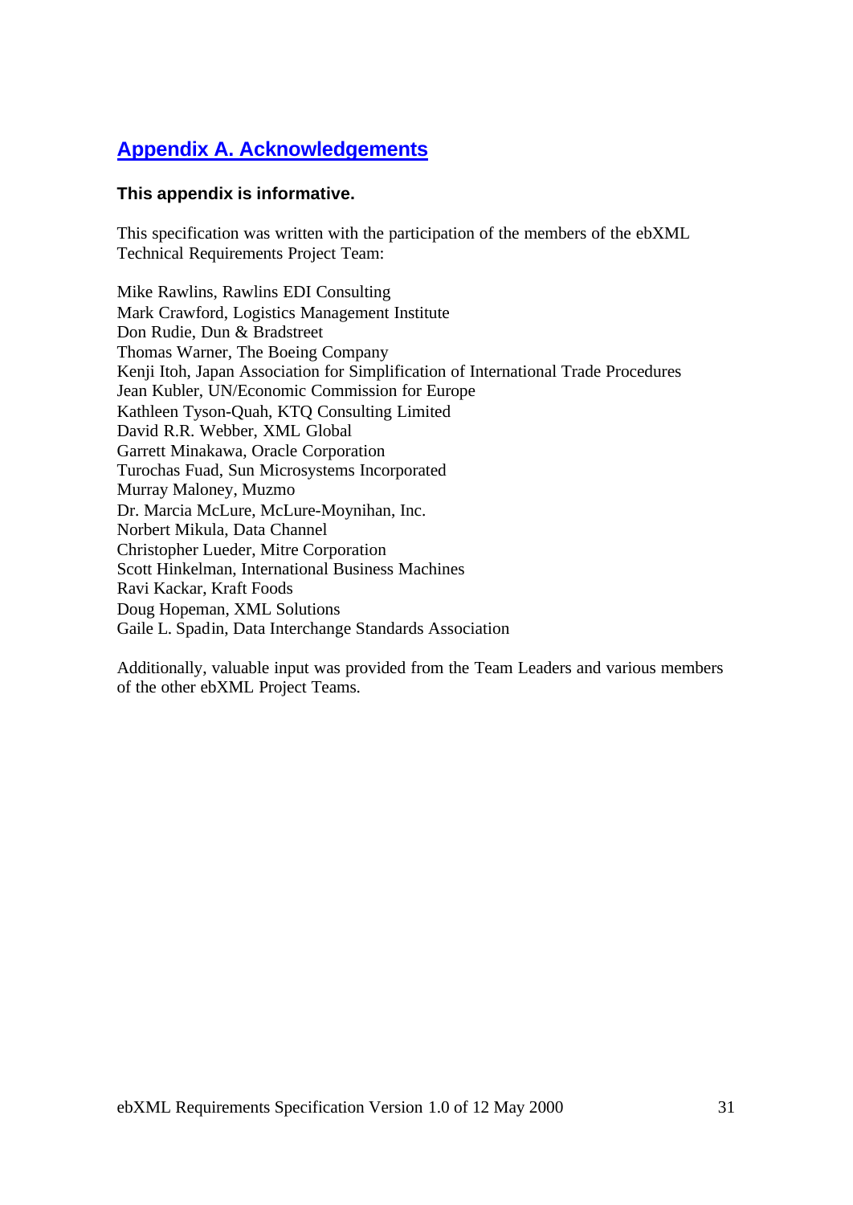## Appendix A. Acknowledgements

**This appendix is informative.**

This specification was written with the participation of the members of the ebXML Technical Requirements Project Team:

Mike Rawlins, Rawlins EDI Consulting
Mark Crawford, Logistics Management Institute
Don Rudie, Dun & Bradstreet
Thomas Warner, The Boeing Company
Kenji Itoh, Japan Association for Simplification of International Trade Procedures
Jean Kubler, UN/Economic Commission for Europe
Kathleen Tyson-Quah, KTQ Consulting Limited
David R.R. Webber, XML Global
Garrett Minakawa, Oracle Corporation
Turochas Fuad, Sun Microsystems Incorporated
Murray Maloney, Muzmo
Dr. Marcia McLure, McLure-Moynihan, Inc.
Norbert Mikula, Data Channel
Christopher Lueder, Mitre Corporation
Scott Hinkelman, International Business Machines
Ravi Kackar, Kraft Foods
Doug Hopeman, XML Solutions
Gaile L. Spadin, Data Interchange Standards Association

Additionally, valuable input was provided from the Team Leaders and various members of the other ebXML Project Teams.